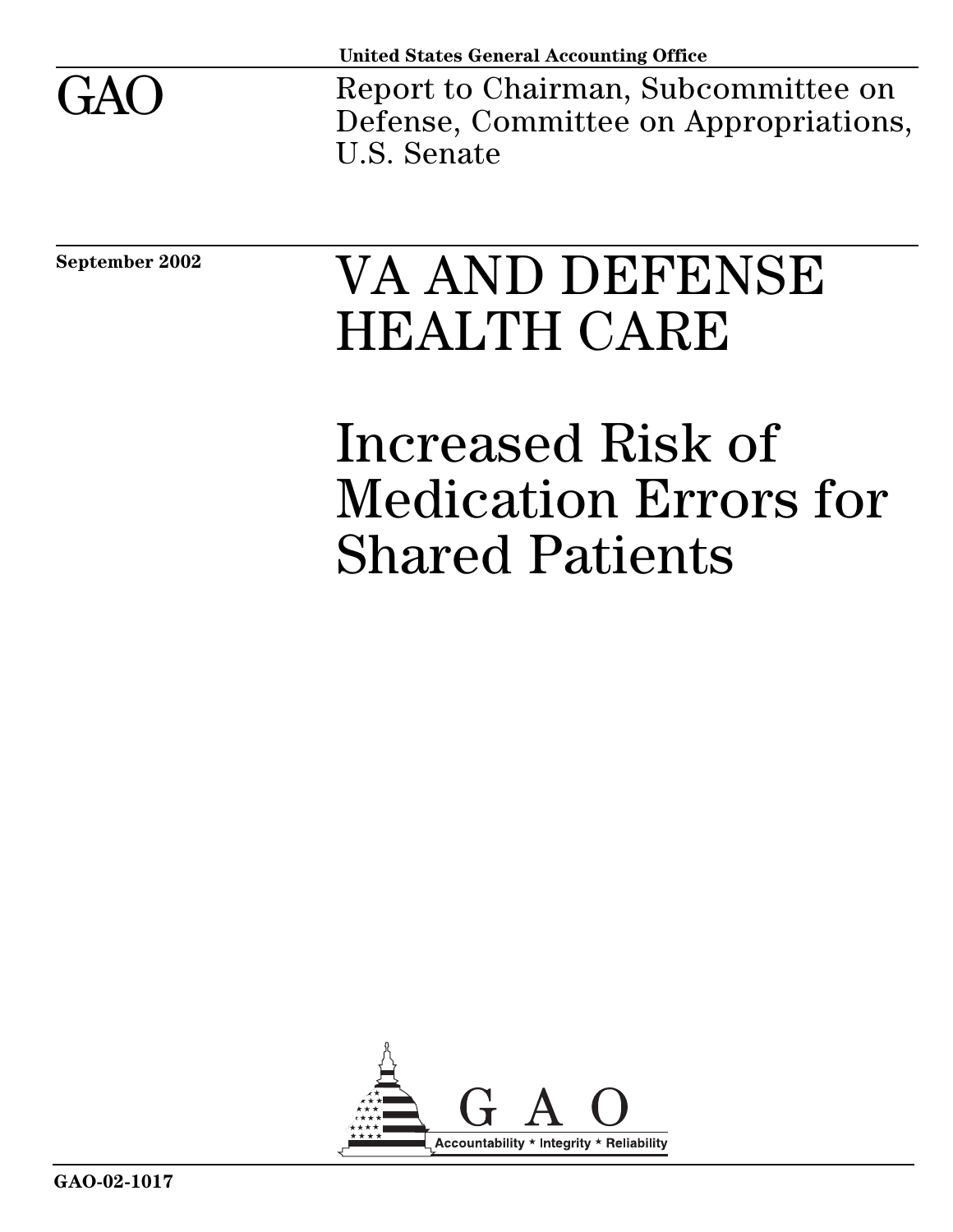United States General Accounting Office

# GAO

Report to Chairman, Subcommittee on Defense, Committee on Appropriations, U.S. Senate

September 2002

# VA AND DEFENSE HEALTH CARE

## Increased Risk of Medication Errors for Shared Patients

GAO

Accountability * Integrity * Reliability

GAO-02-1017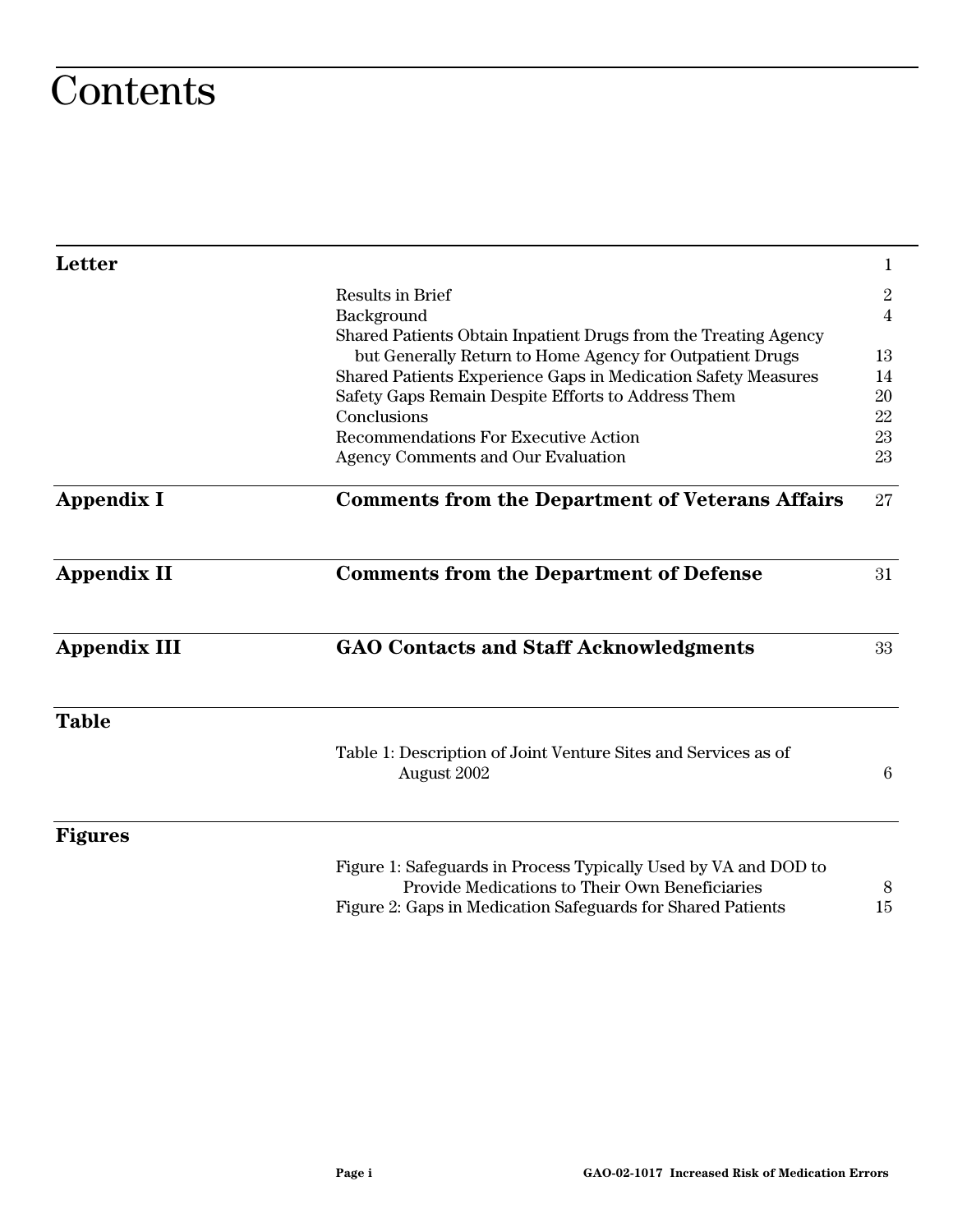# Contents

| | | |
|---|---|---|
| **Letter** | | 1 |
| | Results in Brief | 2 |
| | Background | 4 |
| | Shared Patients Obtain Inpatient Drugs from the Treating Agency but Generally Return to Home Agency for Outpatient Drugs | 13 |
| | Shared Patients Experience Gaps in Medication Safety Measures | 14 |
| | Safety Gaps Remain Despite Efforts to Address Them | 20 |
| | Conclusions | 22 |
| | Recommendations For Executive Action | 23 |
| | Agency Comments and Our Evaluation | 23 |
| **Appendix I** | **Comments from the Department of Veterans Affairs** | 27 |
| **Appendix II** | **Comments from the Department of Defense** | 31 |
| **Appendix III** | **GAO Contacts and Staff Acknowledgments** | 33 |
| **Table** | | |
| | Table 1: Description of Joint Venture Sites and Services as of August 2002 | 6 |
| **Figures** | | |
| | Figure 1: Safeguards in Process Typically Used by VA and DOD to Provide Medications to Their Own Beneficiaries | 8 |
| | Figure 2: Gaps in Medication Safeguards for Shared Patients | 15 |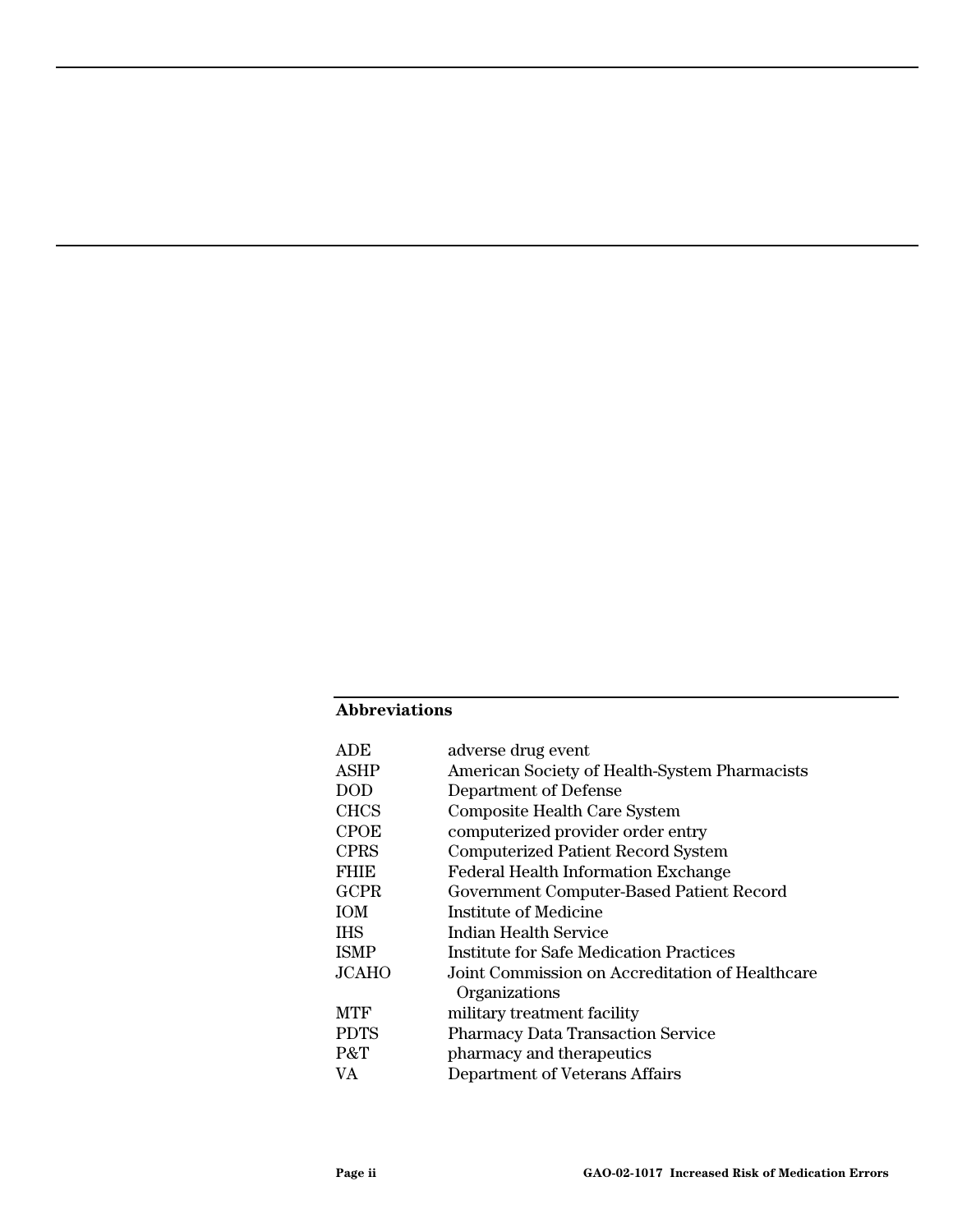## Abbreviations

| | |
|---|---|
| ADE | adverse drug event |
| ASHP | American Society of Health-System Pharmacists |
| DOD | Department of Defense |
| CHCS | Composite Health Care System |
| CPOE | computerized provider order entry |
| CPRS | Computerized Patient Record System |
| FHIE | Federal Health Information Exchange |
| GCPR | Government Computer-Based Patient Record |
| IOM | Institute of Medicine |
| IHS | Indian Health Service |
| ISMP | Institute for Safe Medication Practices |
| JCAHO | Joint Commission on Accreditation of Healthcare Organizations |
| MTF | military treatment facility |
| PDTS | Pharmacy Data Transaction Service |
| P&T | pharmacy and therapeutics |
| VA | Department of Veterans Affairs |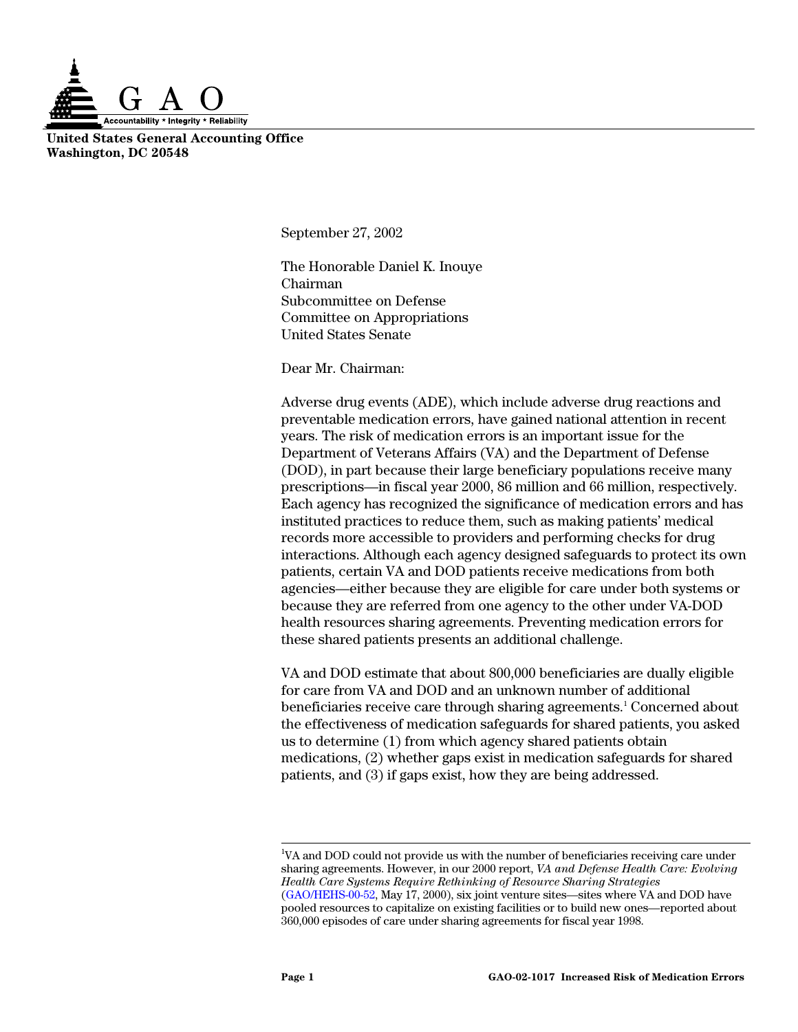**United States General Accounting Office**
**Washington, DC 20548**

September 27, 2002

The Honorable Daniel K. Inouye
Chairman
Subcommittee on Defense
Committee on Appropriations
United States Senate

Dear Mr. Chairman:

Adverse drug events (ADE), which include adverse drug reactions and preventable medication errors, have gained national attention in recent years. The risk of medication errors is an important issue for the Department of Veterans Affairs (VA) and the Department of Defense (DOD), in part because their large beneficiary populations receive many prescriptions—in fiscal year 2000, 86 million and 66 million, respectively. Each agency has recognized the significance of medication errors and has instituted practices to reduce them, such as making patients' medical records more accessible to providers and performing checks for drug interactions. Although each agency designed safeguards to protect its own patients, certain VA and DOD patients receive medications from both agencies—either because they are eligible for care under both systems or because they are referred from one agency to the other under VA-DOD health resources sharing agreements. Preventing medication errors for these shared patients presents an additional challenge.

VA and DOD estimate that about 800,000 beneficiaries are dually eligible for care from VA and DOD and an unknown number of additional beneficiaries receive care through sharing agreements.[1] Concerned about the effectiveness of medication safeguards for shared patients, you asked us to determine (1) from which agency shared patients obtain medications, (2) whether gaps exist in medication safeguards for shared patients, and (3) if gaps exist, how they are being addressed.

---

[1]VA and DOD could not provide us with the number of beneficiaries receiving care under sharing agreements. However, in our 2000 report, *VA and Defense Health Care: Evolving Health Care Systems Require Rethinking of Resource Sharing Strategies* (GAO/HEHS-00-52, May 17, 2000), six joint venture sites—sites where VA and DOD have pooled resources to capitalize on existing facilities or to build new ones—reported about 360,000 episodes of care under sharing agreements for fiscal year 1998.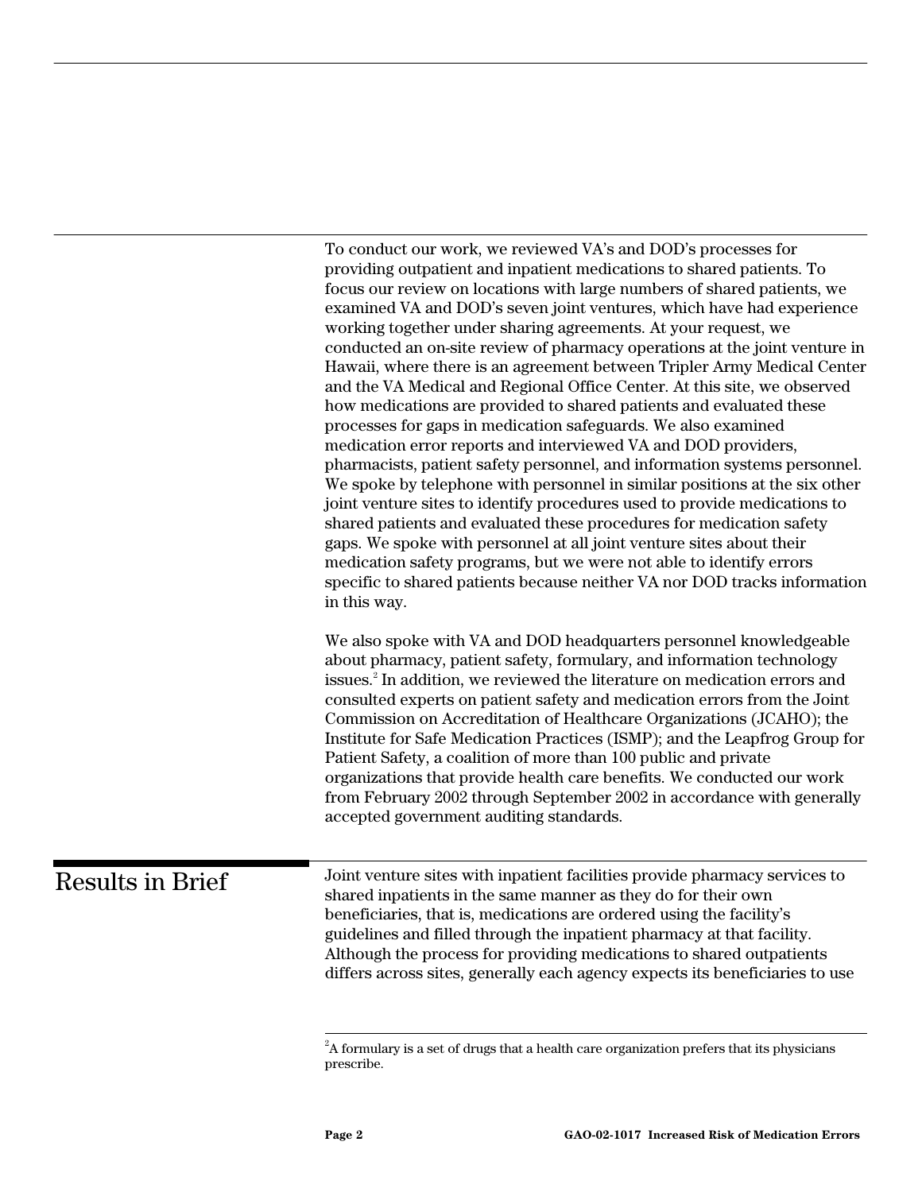To conduct our work, we reviewed VA's and DOD's processes for providing outpatient and inpatient medications to shared patients. To focus our review on locations with large numbers of shared patients, we examined VA and DOD's seven joint ventures, which have had experience working together under sharing agreements. At your request, we conducted an on-site review of pharmacy operations at the joint venture in Hawaii, where there is an agreement between Tripler Army Medical Center and the VA Medical and Regional Office Center. At this site, we observed how medications are provided to shared patients and evaluated these processes for gaps in medication safeguards. We also examined medication error reports and interviewed VA and DOD providers, pharmacists, patient safety personnel, and information systems personnel. We spoke by telephone with personnel in similar positions at the six other joint venture sites to identify procedures used to provide medications to shared patients and evaluated these procedures for medication safety gaps. We spoke with personnel at all joint venture sites about their medication safety programs, but we were not able to identify errors specific to shared patients because neither VA nor DOD tracks information in this way.

We also spoke with VA and DOD headquarters personnel knowledgeable about pharmacy, patient safety, formulary, and information technology issues.[2] In addition, we reviewed the literature on medication errors and consulted experts on patient safety and medication errors from the Joint Commission on Accreditation of Healthcare Organizations (JCAHO); the Institute for Safe Medication Practices (ISMP); and the Leapfrog Group for Patient Safety, a coalition of more than 100 public and private organizations that provide health care benefits. We conducted our work from February 2002 through September 2002 in accordance with generally accepted government auditing standards.

## Results in Brief

Joint venture sites with inpatient facilities provide pharmacy services to shared inpatients in the same manner as they do for their own beneficiaries, that is, medications are ordered using the facility's guidelines and filled through the inpatient pharmacy at that facility. Although the process for providing medications to shared outpatients differs across sites, generally each agency expects its beneficiaries to use

[2] A formulary is a set of drugs that a health care organization prefers that its physicians prescribe.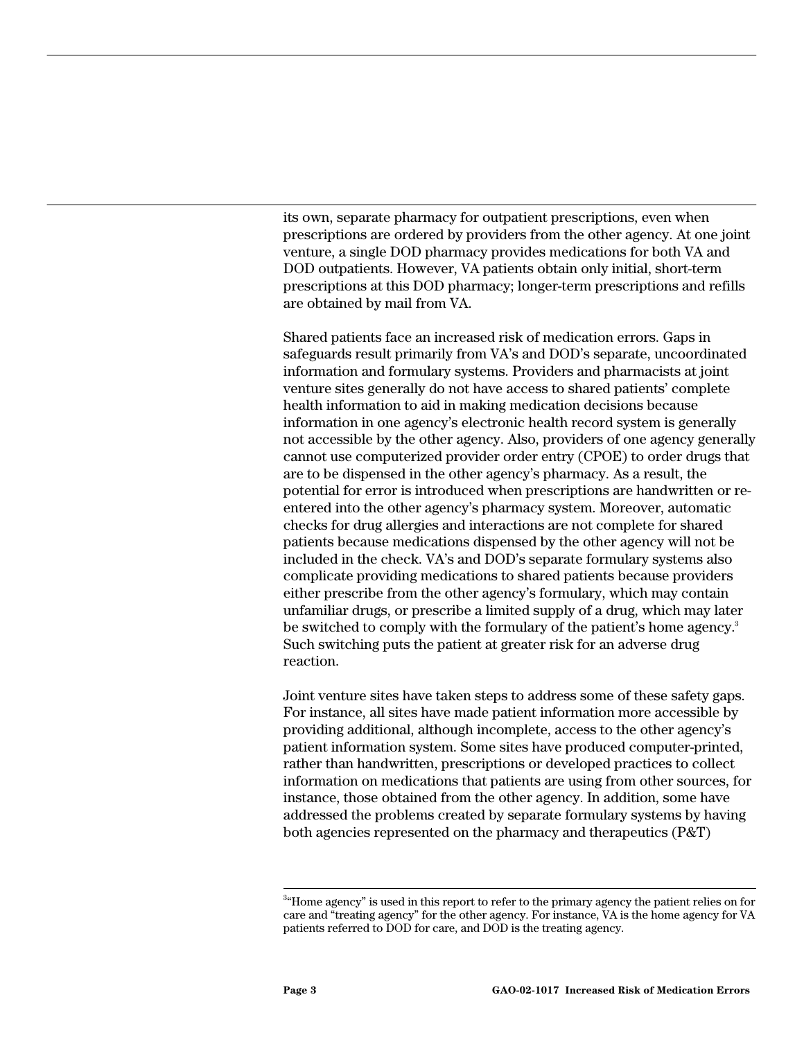its own, separate pharmacy for outpatient prescriptions, even when prescriptions are ordered by providers from the other agency. At one joint venture, a single DOD pharmacy provides medications for both VA and DOD outpatients. However, VA patients obtain only initial, short-term prescriptions at this DOD pharmacy; longer-term prescriptions and refills are obtained by mail from VA.

Shared patients face an increased risk of medication errors. Gaps in safeguards result primarily from VA's and DOD's separate, uncoordinated information and formulary systems. Providers and pharmacists at joint venture sites generally do not have access to shared patients' complete health information to aid in making medication decisions because information in one agency's electronic health record system is generally not accessible by the other agency. Also, providers of one agency generally cannot use computerized provider order entry (CPOE) to order drugs that are to be dispensed in the other agency's pharmacy. As a result, the potential for error is introduced when prescriptions are handwritten or re-entered into the other agency's pharmacy system. Moreover, automatic checks for drug allergies and interactions are not complete for shared patients because medications dispensed by the other agency will not be included in the check. VA's and DOD's separate formulary systems also complicate providing medications to shared patients because providers either prescribe from the other agency's formulary, which may contain unfamiliar drugs, or prescribe a limited supply of a drug, which may later be switched to comply with the formulary of the patient's home agency.[3] Such switching puts the patient at greater risk for an adverse drug reaction.

Joint venture sites have taken steps to address some of these safety gaps. For instance, all sites have made patient information more accessible by providing additional, although incomplete, access to the other agency's patient information system. Some sites have produced computer-printed, rather than handwritten, prescriptions or developed practices to collect information on medications that patients are using from other sources, for instance, those obtained from the other agency. In addition, some have addressed the problems created by separate formulary systems by having both agencies represented on the pharmacy and therapeutics (P&T)

---

[3]"Home agency" is used in this report to refer to the primary agency the patient relies on for care and "treating agency" for the other agency. For instance, VA is the home agency for VA patients referred to DOD for care, and DOD is the treating agency.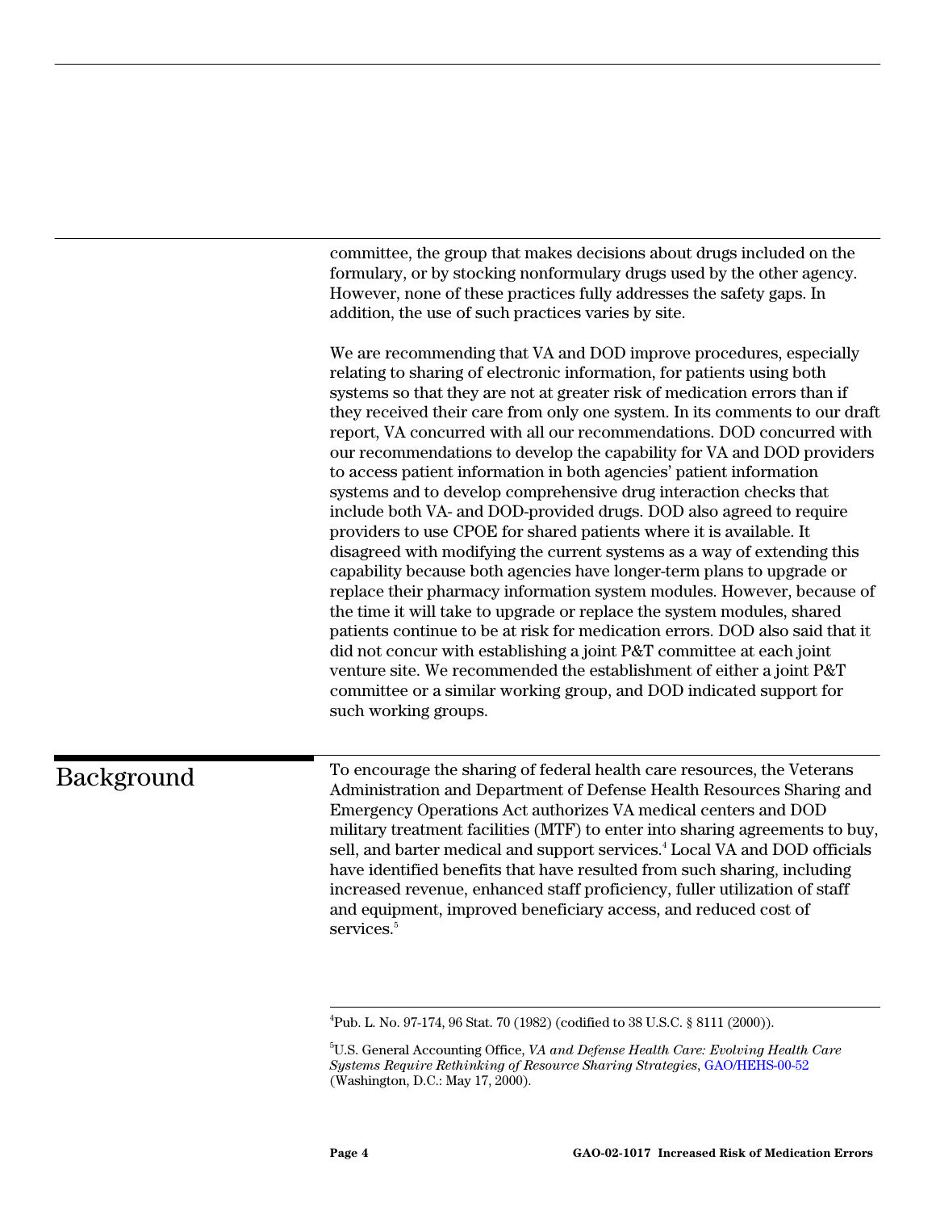committee, the group that makes decisions about drugs included on the formulary, or by stocking nonformulary drugs used by the other agency. However, none of these practices fully addresses the safety gaps. In addition, the use of such practices varies by site.

We are recommending that VA and DOD improve procedures, especially relating to sharing of electronic information, for patients using both systems so that they are not at greater risk of medication errors than if they received their care from only one system. In its comments to our draft report, VA concurred with all our recommendations. DOD concurred with our recommendations to develop the capability for VA and DOD providers to access patient information in both agencies' patient information systems and to develop comprehensive drug interaction checks that include both VA- and DOD-provided drugs. DOD also agreed to require providers to use CPOE for shared patients where it is available. It disagreed with modifying the current systems as a way of extending this capability because both agencies have longer-term plans to upgrade or replace their pharmacy information system modules. However, because of the time it will take to upgrade or replace the system modules, shared patients continue to be at risk for medication errors. DOD also said that it did not concur with establishing a joint P&T committee at each joint venture site. We recommended the establishment of either a joint P&T committee or a similar working group, and DOD indicated support for such working groups.

## Background

To encourage the sharing of federal health care resources, the Veterans Administration and Department of Defense Health Resources Sharing and Emergency Operations Act authorizes VA medical centers and DOD military treatment facilities (MTF) to enter into sharing agreements to buy, sell, and barter medical and support services.[4] Local VA and DOD officials have identified benefits that have resulted from such sharing, including increased revenue, enhanced staff proficiency, fuller utilization of staff and equipment, improved beneficiary access, and reduced cost of services.[5]

---

[4] Pub. L. No. 97-174, 96 Stat. 70 (1982) (codified to 38 U.S.C. § 8111 (2000)).

[5] U.S. General Accounting Office, *VA and Defense Health Care: Evolving Health Care Systems Require Rethinking of Resource Sharing Strategies*, GAO/HEHS-00-52 (Washington, D.C.: May 17, 2000).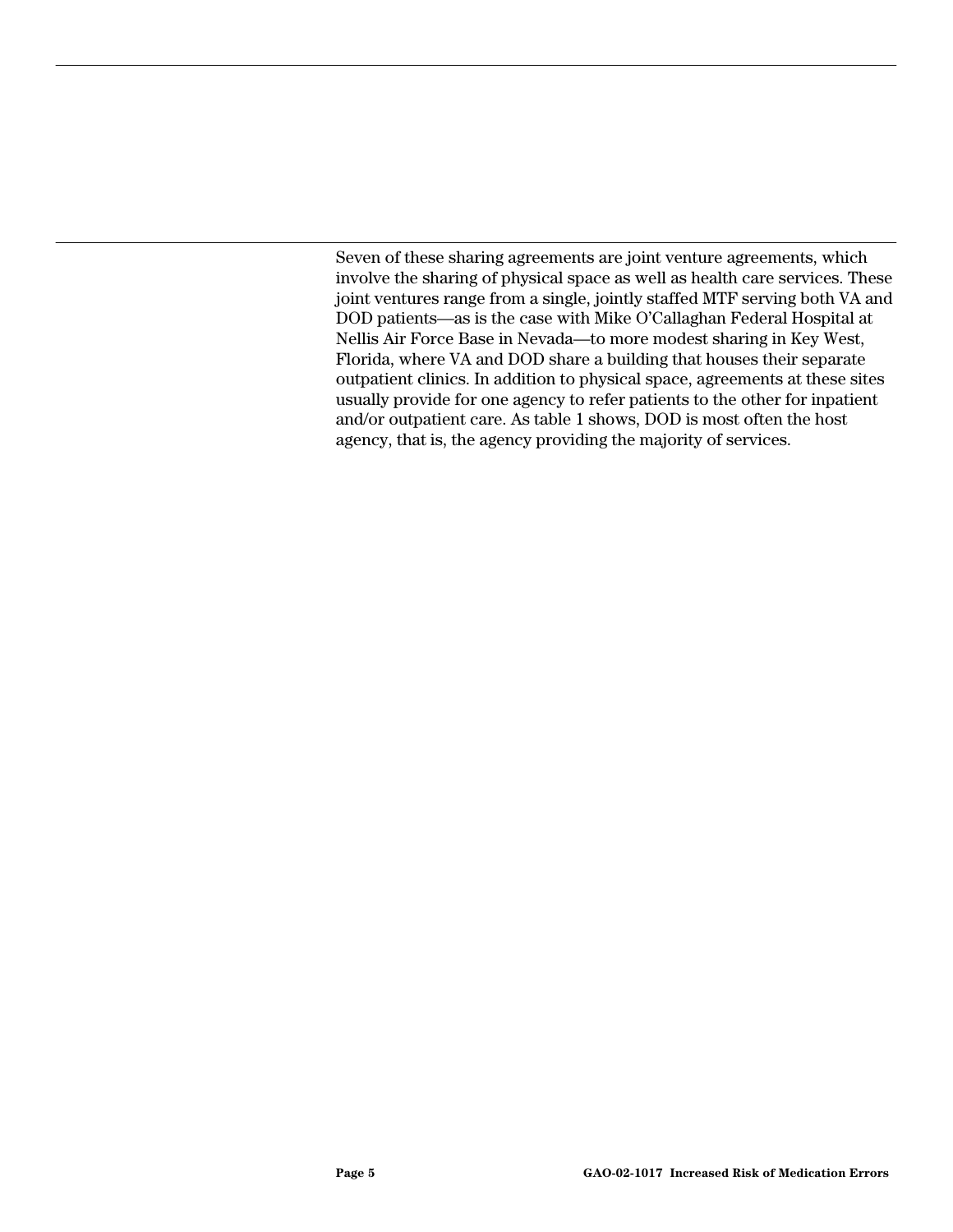Seven of these sharing agreements are joint venture agreements, which involve the sharing of physical space as well as health care services. These joint ventures range from a single, jointly staffed MTF serving both VA and DOD patients—as is the case with Mike O'Callaghan Federal Hospital at Nellis Air Force Base in Nevada—to more modest sharing in Key West, Florida, where VA and DOD share a building that houses their separate outpatient clinics. In addition to physical space, agreements at these sites usually provide for one agency to refer patients to the other for inpatient and/or outpatient care. As table 1 shows, DOD is most often the host agency, that is, the agency providing the majority of services.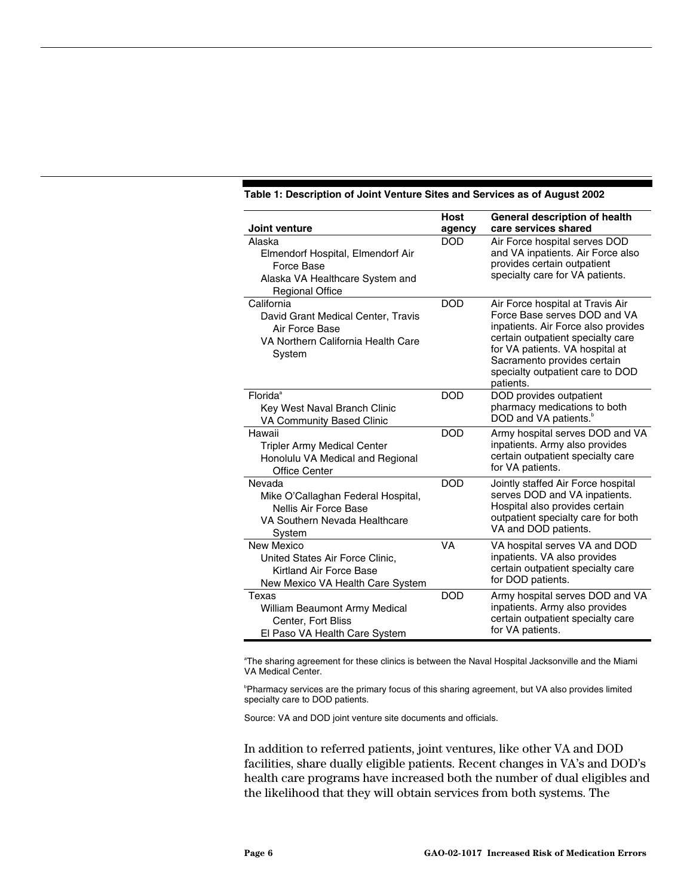**Table 1: Description of Joint Venture Sites and Services as of August 2002**

| Joint venture | Host agency | General description of health care services shared |
|---|---|---|
| Alaska<br>Elmendorf Hospital, Elmendorf Air Force Base<br>Alaska VA Healthcare System and Regional Office | DOD | Air Force hospital serves DOD and VA inpatients. Air Force also provides certain outpatient specialty care for VA patients. |
| California<br>David Grant Medical Center, Travis Air Force Base<br>VA Northern California Health Care System | DOD | Air Force hospital at Travis Air Force Base serves DOD and VA inpatients. Air Force also provides certain outpatient specialty care for VA patients. VA hospital at Sacramento provides certain specialty outpatient care to DOD patients. |
| Florida[a]<br>Key West Naval Branch Clinic<br>VA Community Based Clinic | DOD | DOD provides outpatient pharmacy medications to both DOD and VA patients.[b] |
| Hawaii<br>Tripler Army Medical Center<br>Honolulu VA Medical and Regional Office Center | DOD | Army hospital serves DOD and VA inpatients. Army also provides certain outpatient specialty care for VA patients. |
| Nevada<br>Mike O'Callaghan Federal Hospital, Nellis Air Force Base<br>VA Southern Nevada Healthcare System | DOD | Jointly staffed Air Force hospital serves DOD and VA inpatients. Hospital also provides certain outpatient specialty care for both VA and DOD patients. |
| New Mexico<br>United States Air Force Clinic, Kirtland Air Force Base<br>New Mexico VA Health Care System | VA | VA hospital serves VA and DOD inpatients. VA also provides certain outpatient specialty care for DOD patients. |
| Texas<br>William Beaumont Army Medical Center, Fort Bliss<br>El Paso VA Health Care System | DOD | Army hospital serves DOD and VA inpatients. Army also provides certain outpatient specialty care for VA patients. |

[a]The sharing agreement for these clinics is between the Naval Hospital Jacksonville and the Miami VA Medical Center.

[b]Pharmacy services are the primary focus of this sharing agreement, but VA also provides limited specialty care to DOD patients.

Source: VA and DOD joint venture site documents and officials.

In addition to referred patients, joint ventures, like other VA and DOD facilities, share dually eligible patients. Recent changes in VA's and DOD's health care programs have increased both the number of dual eligibles and the likelihood that they will obtain services from both systems. The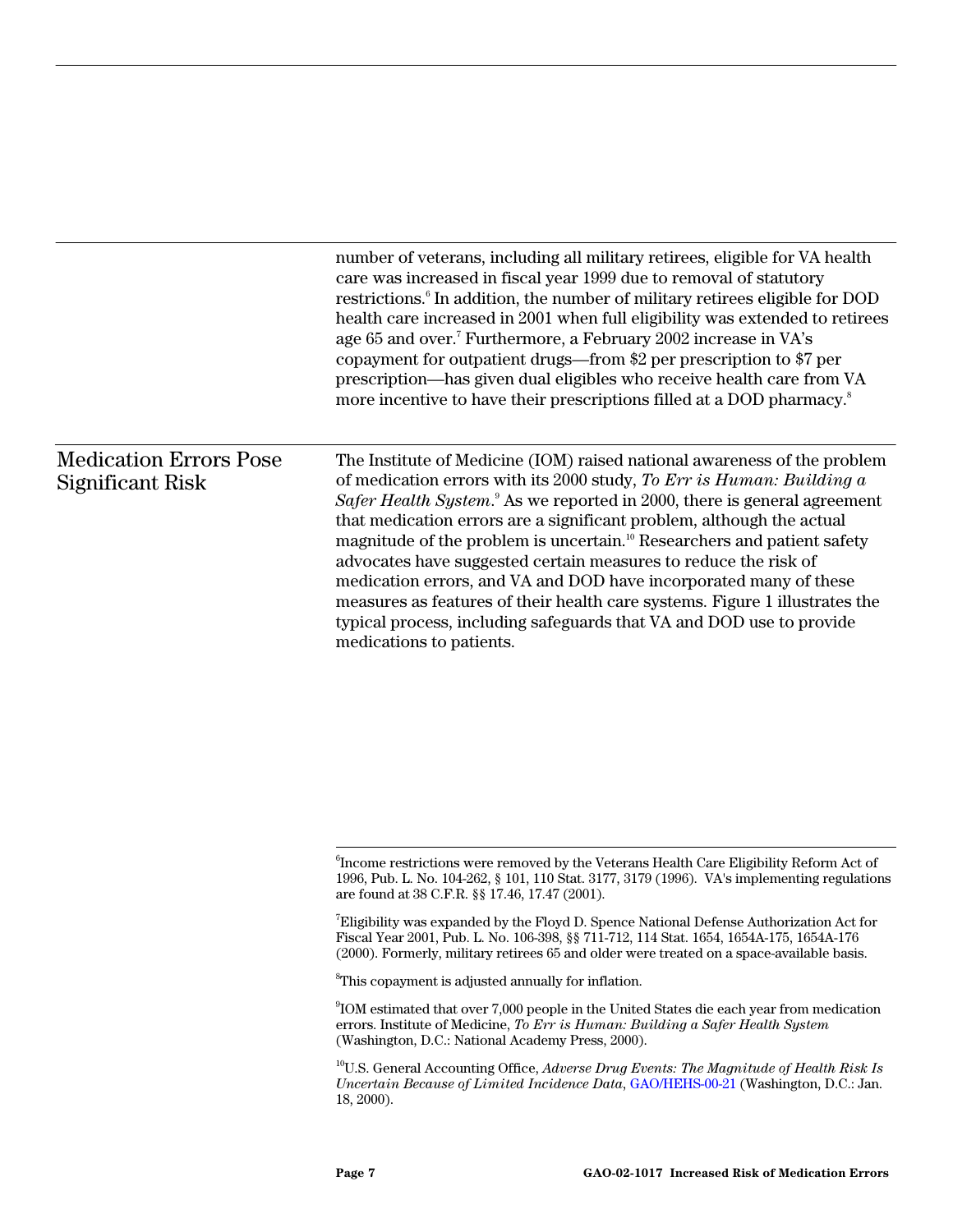number of veterans, including all military retirees, eligible for VA health care was increased in fiscal year 1999 due to removal of statutory restrictions.[6] In addition, the number of military retirees eligible for DOD health care increased in 2001 when full eligibility was extended to retirees age 65 and over.[7] Furthermore, a February 2002 increase in VA's copayment for outpatient drugs—from $2 per prescription to $7 per prescription—has given dual eligibles who receive health care from VA more incentive to have their prescriptions filled at a DOD pharmacy.[8]

## Medication Errors Pose Significant Risk

The Institute of Medicine (IOM) raised national awareness of the problem of medication errors with its 2000 study, *To Err is Human: Building a Safer Health System*.[9] As we reported in 2000, there is general agreement that medication errors are a significant problem, although the actual magnitude of the problem is uncertain.[10] Researchers and patient safety advocates have suggested certain measures to reduce the risk of medication errors, and VA and DOD have incorporated many of these measures as features of their health care systems. Figure 1 illustrates the typical process, including safeguards that VA and DOD use to provide medications to patients.

---

[6]Income restrictions were removed by the Veterans Health Care Eligibility Reform Act of 1996, Pub. L. No. 104-262, § 101, 110 Stat. 3177, 3179 (1996). VA's implementing regulations are found at 38 C.F.R. §§ 17.46, 17.47 (2001).

[7]Eligibility was expanded by the Floyd D. Spence National Defense Authorization Act for Fiscal Year 2001, Pub. L. No. 106-398, §§ 711-712, 114 Stat. 1654, 1654A-175, 1654A-176 (2000). Formerly, military retirees 65 and older were treated on a space-available basis.

[8]This copayment is adjusted annually for inflation.

[9]IOM estimated that over 7,000 people in the United States die each year from medication errors. Institute of Medicine, *To Err is Human: Building a Safer Health System* (Washington, D.C.: National Academy Press, 2000).

[10]U.S. General Accounting Office, *Adverse Drug Events: The Magnitude of Health Risk Is Uncertain Because of Limited Incidence Data*, GAO/HEHS-00-21 (Washington, D.C.: Jan. 18, 2000).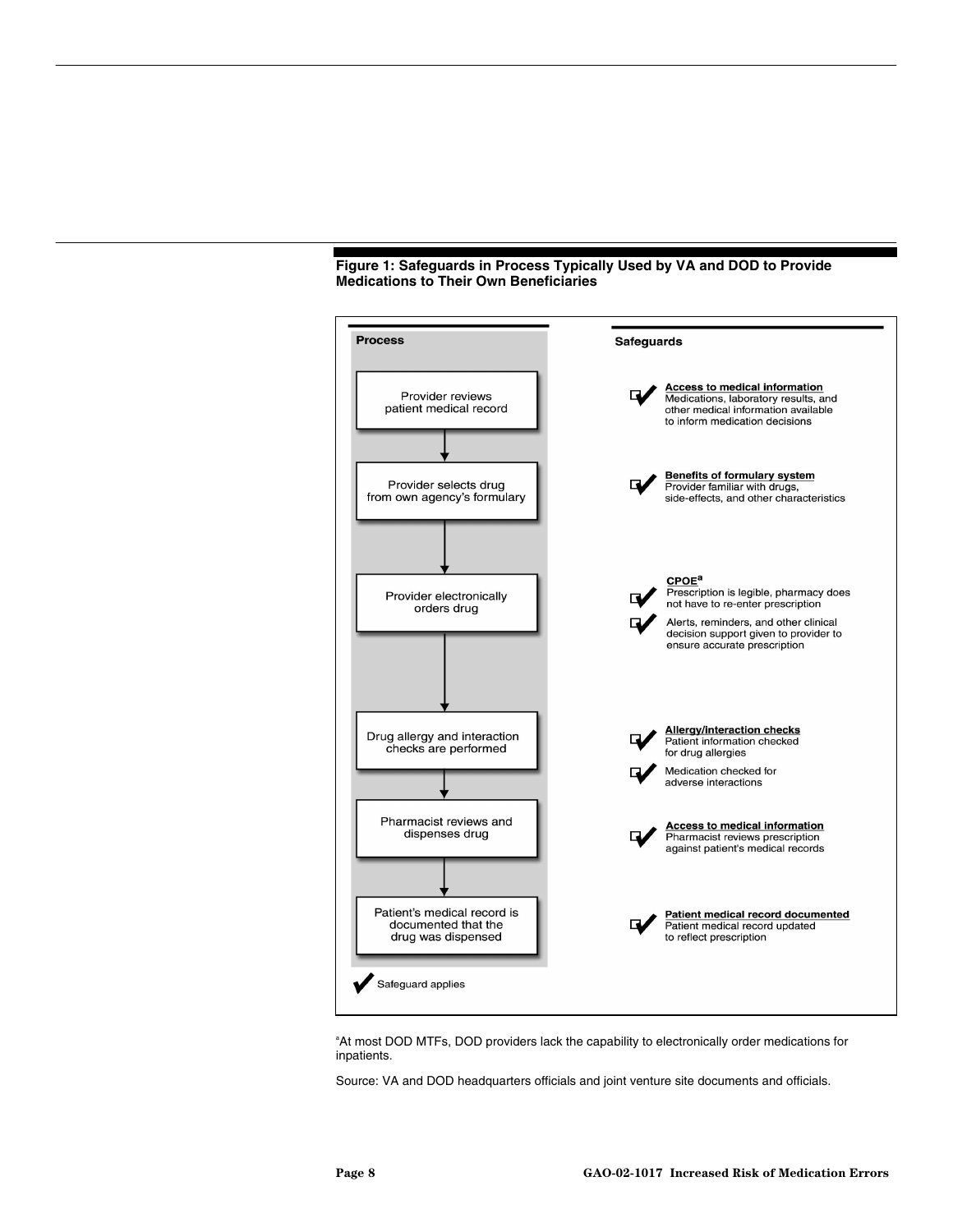**Figure 1: Safeguards in Process Typically Used by VA and DOD to Provide Medications to Their Own Beneficiaries**

| Process | Safeguards |
| --- | --- |
| Provider reviews patient medical record | **Access to medical information** Medications, laboratory results, and other medical information available to inform medication decisions |
| Provider selects drug from own agency's formulary | **Benefits of formulary system** Provider familiar with drugs, side-effects, and other characteristics |
| Provider electronically orders drug | **CPOE[a]** Prescription is legible, pharmacy does not have to re-enter prescription; Alerts, reminders, and other clinical decision support given to provider to ensure accurate prescription |
| Drug allergy and interaction checks are performed | **Allergy/interaction checks** Patient information checked for drug allergies; Medication checked for adverse interactions |
| Pharmacist reviews and dispenses drug | **Access to medical information** Pharmacist reviews prescription against patient's medical records |
| Patient's medical record is documented that the drug was dispensed | **Patient medical record documented** Patient medical record updated to reflect prescription |

✔ Safeguard applies

[a]At most DOD MTFs, DOD providers lack the capability to electronically order medications for inpatients.

Source: VA and DOD headquarters officials and joint venture site documents and officials.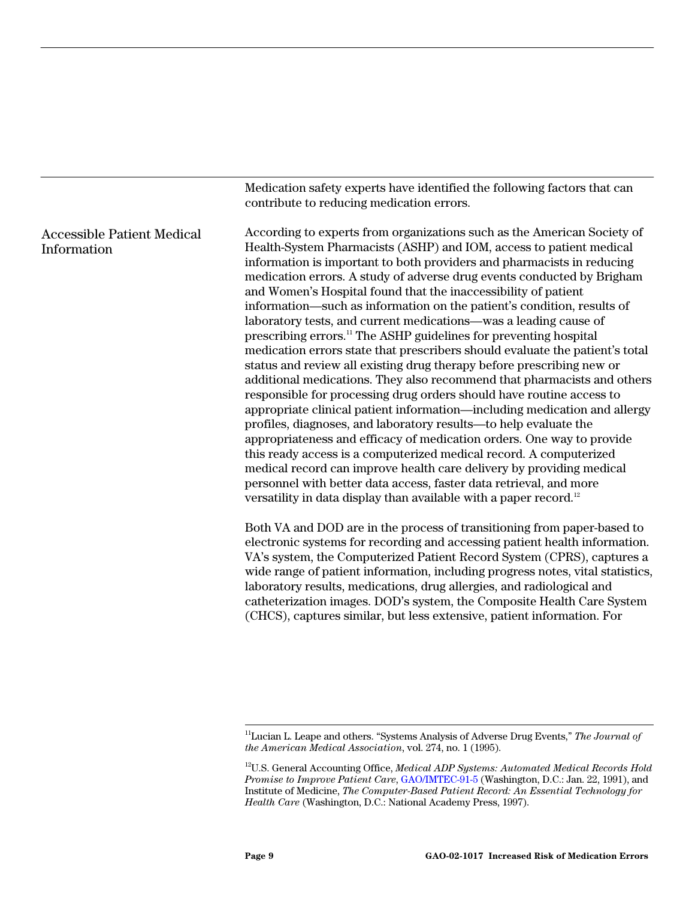Medication safety experts have identified the following factors that can contribute to reducing medication errors.

## Accessible Patient Medical Information

According to experts from organizations such as the American Society of Health-System Pharmacists (ASHP) and IOM, access to patient medical information is important to both providers and pharmacists in reducing medication errors. A study of adverse drug events conducted by Brigham and Women's Hospital found that the inaccessibility of patient information—such as information on the patient's condition, results of laboratory tests, and current medications—was a leading cause of prescribing errors.[11] The ASHP guidelines for preventing hospital medication errors state that prescribers should evaluate the patient's total status and review all existing drug therapy before prescribing new or additional medications. They also recommend that pharmacists and others responsible for processing drug orders should have routine access to appropriate clinical patient information—including medication and allergy profiles, diagnoses, and laboratory results—to help evaluate the appropriateness and efficacy of medication orders. One way to provide this ready access is a computerized medical record. A computerized medical record can improve health care delivery by providing medical personnel with better data access, faster data retrieval, and more versatility in data display than available with a paper record.[12]

Both VA and DOD are in the process of transitioning from paper-based to electronic systems for recording and accessing patient health information. VA's system, the Computerized Patient Record System (CPRS), captures a wide range of patient information, including progress notes, vital statistics, laboratory results, medications, drug allergies, and radiological and catheterization images. DOD's system, the Composite Health Care System (CHCS), captures similar, but less extensive, patient information. For

---

[11] Lucian L. Leape and others. "Systems Analysis of Adverse Drug Events," *The Journal of the American Medical Association*, vol. 274, no. 1 (1995).

[12] U.S. General Accounting Office, *Medical ADP Systems: Automated Medical Records Hold Promise to Improve Patient Care*, GAO/IMTEC-91-5 (Washington, D.C.: Jan. 22, 1991), and Institute of Medicine, *The Computer-Based Patient Record: An Essential Technology for Health Care* (Washington, D.C.: National Academy Press, 1997).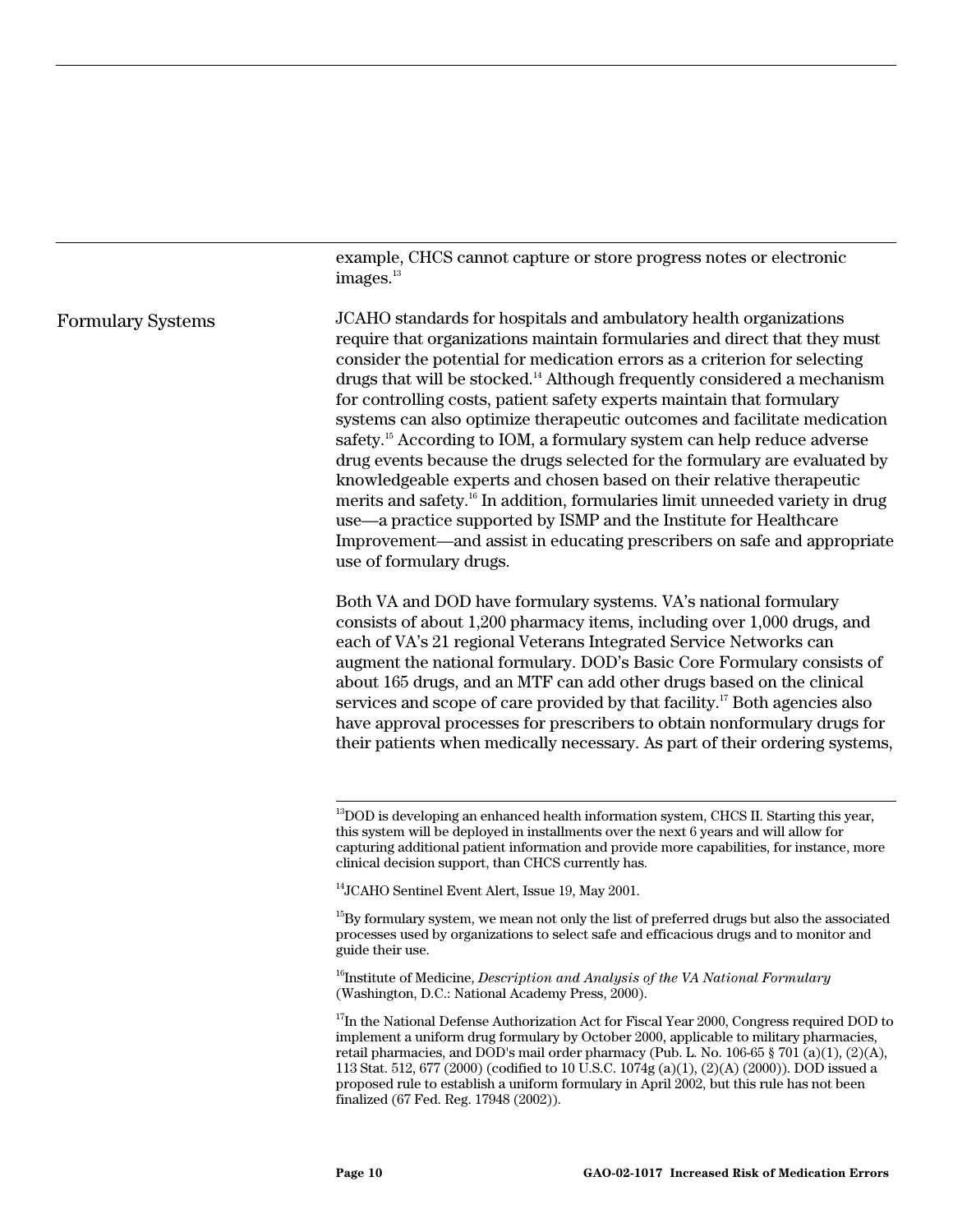example, CHCS cannot capture or store progress notes or electronic images.[13]

## Formulary Systems

JCAHO standards for hospitals and ambulatory health organizations require that organizations maintain formularies and direct that they must consider the potential for medication errors as a criterion for selecting drugs that will be stocked.[14] Although frequently considered a mechanism for controlling costs, patient safety experts maintain that formulary systems can also optimize therapeutic outcomes and facilitate medication safety.[15] According to IOM, a formulary system can help reduce adverse drug events because the drugs selected for the formulary are evaluated by knowledgeable experts and chosen based on their relative therapeutic merits and safety.[16] In addition, formularies limit unneeded variety in drug use—a practice supported by ISMP and the Institute for Healthcare Improvement—and assist in educating prescribers on safe and appropriate use of formulary drugs.

Both VA and DOD have formulary systems. VA's national formulary consists of about 1,200 pharmacy items, including over 1,000 drugs, and each of VA's 21 regional Veterans Integrated Service Networks can augment the national formulary. DOD's Basic Core Formulary consists of about 165 drugs, and an MTF can add other drugs based on the clinical services and scope of care provided by that facility.[17] Both agencies also have approval processes for prescribers to obtain nonformulary drugs for their patients when medically necessary. As part of their ordering systems,

---

[13]DOD is developing an enhanced health information system, CHCS II. Starting this year, this system will be deployed in installments over the next 6 years and will allow for capturing additional patient information and provide more capabilities, for instance, more clinical decision support, than CHCS currently has.

[14]JCAHO Sentinel Event Alert, Issue 19, May 2001.

[15]By formulary system, we mean not only the list of preferred drugs but also the associated processes used by organizations to select safe and efficacious drugs and to monitor and guide their use.

[16]Institute of Medicine, *Description and Analysis of the VA National Formulary* (Washington, D.C.: National Academy Press, 2000).

[17]In the National Defense Authorization Act for Fiscal Year 2000, Congress required DOD to implement a uniform drug formulary by October 2000, applicable to military pharmacies, retail pharmacies, and DOD's mail order pharmacy (Pub. L. No. 106-65 § 701 (a)(1), (2)(A), 113 Stat. 512, 677 (2000) (codified to 10 U.S.C. 1074g (a)(1), (2)(A) (2000)). DOD issued a proposed rule to establish a uniform formulary in April 2002, but this rule has not been finalized (67 Fed. Reg. 17948 (2002)).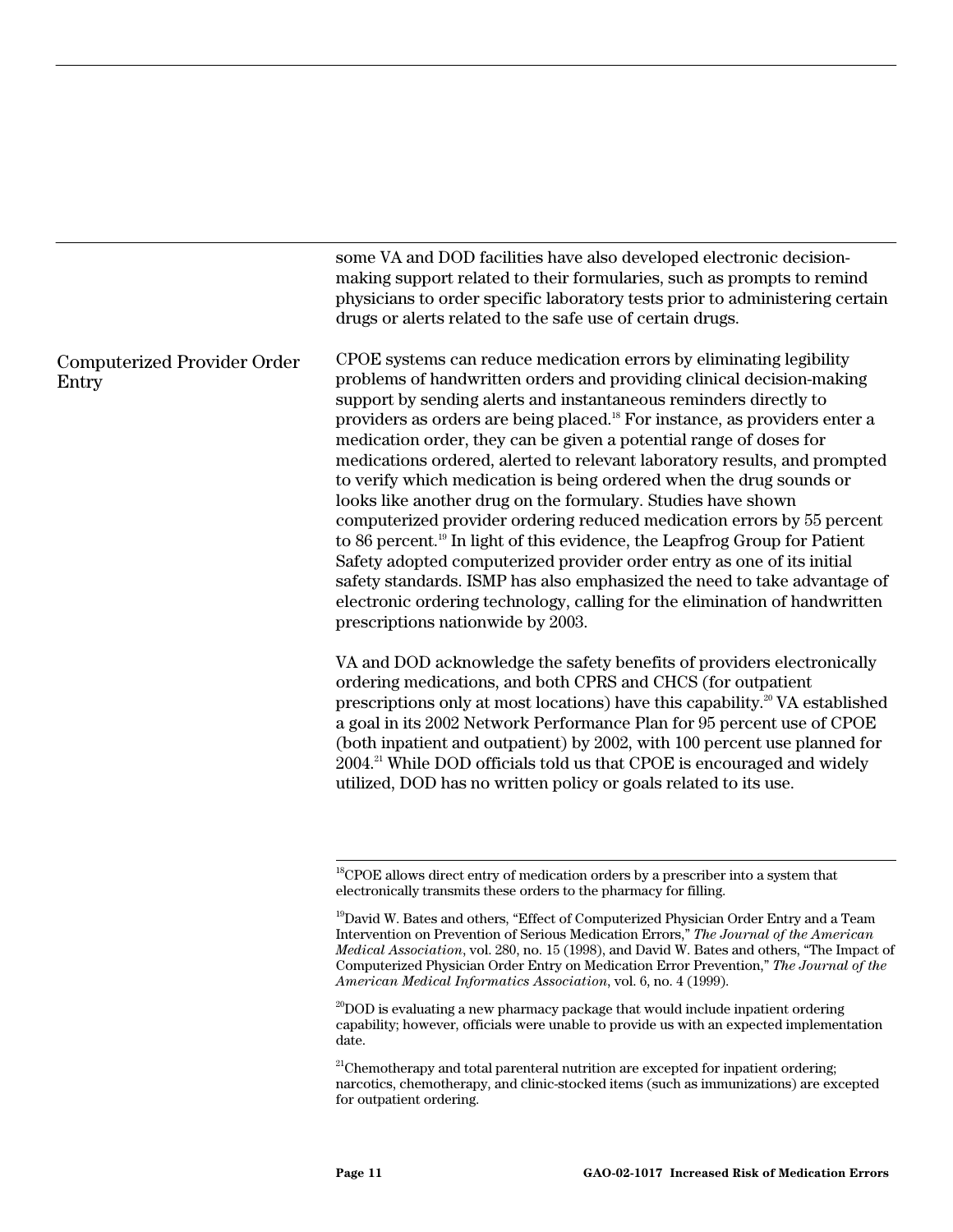some VA and DOD facilities have also developed electronic decision-making support related to their formularies, such as prompts to remind physicians to order specific laboratory tests prior to administering certain drugs or alerts related to the safe use of certain drugs.

## Computerized Provider Order Entry

CPOE systems can reduce medication errors by eliminating legibility problems of handwritten orders and providing clinical decision-making support by sending alerts and instantaneous reminders directly to providers as orders are being placed.[18] For instance, as providers enter a medication order, they can be given a potential range of doses for medications ordered, alerted to relevant laboratory results, and prompted to verify which medication is being ordered when the drug sounds or looks like another drug on the formulary. Studies have shown computerized provider ordering reduced medication errors by 55 percent to 86 percent.[19] In light of this evidence, the Leapfrog Group for Patient Safety adopted computerized provider order entry as one of its initial safety standards. ISMP has also emphasized the need to take advantage of electronic ordering technology, calling for the elimination of handwritten prescriptions nationwide by 2003.

VA and DOD acknowledge the safety benefits of providers electronically ordering medications, and both CPRS and CHCS (for outpatient prescriptions only at most locations) have this capability.[20] VA established a goal in its 2002 Network Performance Plan for 95 percent use of CPOE (both inpatient and outpatient) by 2002, with 100 percent use planned for 2004.[21] While DOD officials told us that CPOE is encouraged and widely utilized, DOD has no written policy or goals related to its use.

---

[18] CPOE allows direct entry of medication orders by a prescriber into a system that electronically transmits these orders to the pharmacy for filling.

[19] David W. Bates and others, "Effect of Computerized Physician Order Entry and a Team Intervention on Prevention of Serious Medication Errors," *The Journal of the American Medical Association*, vol. 280, no. 15 (1998), and David W. Bates and others, "The Impact of Computerized Physician Order Entry on Medication Error Prevention," *The Journal of the American Medical Informatics Association*, vol. 6, no. 4 (1999).

[20] DOD is evaluating a new pharmacy package that would include inpatient ordering capability; however, officials were unable to provide us with an expected implementation date.

[21] Chemotherapy and total parenteral nutrition are excepted for inpatient ordering; narcotics, chemotherapy, and clinic-stocked items (such as immunizations) are excepted for outpatient ordering.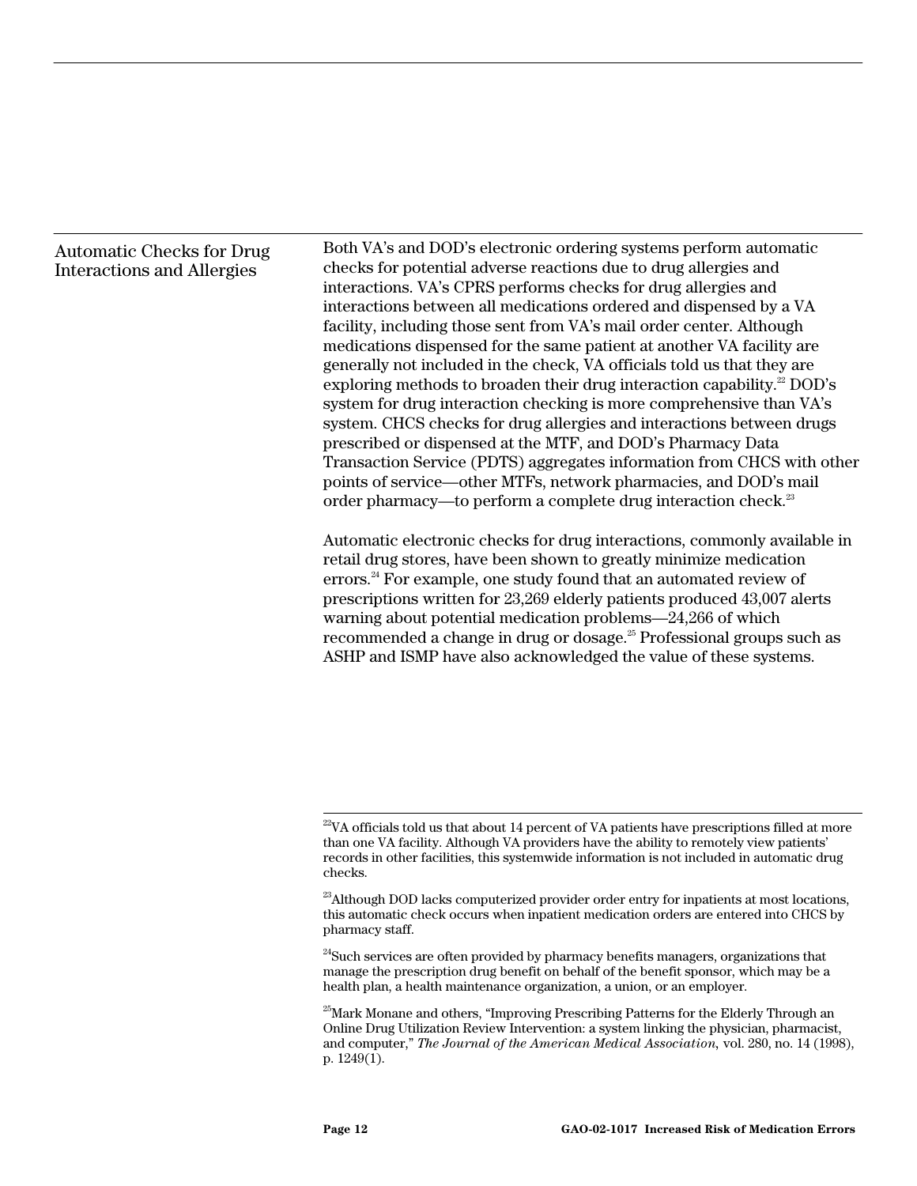## Automatic Checks for Drug Interactions and Allergies

Both VA's and DOD's electronic ordering systems perform automatic checks for potential adverse reactions due to drug allergies and interactions. VA's CPRS performs checks for drug allergies and interactions between all medications ordered and dispensed by a VA facility, including those sent from VA's mail order center. Although medications dispensed for the same patient at another VA facility are generally not included in the check, VA officials told us that they are exploring methods to broaden their drug interaction capability.[22] DOD's system for drug interaction checking is more comprehensive than VA's system. CHCS checks for drug allergies and interactions between drugs prescribed or dispensed at the MTF, and DOD's Pharmacy Data Transaction Service (PDTS) aggregates information from CHCS with other points of service—other MTFs, network pharmacies, and DOD's mail order pharmacy—to perform a complete drug interaction check.[23]

Automatic electronic checks for drug interactions, commonly available in retail drug stores, have been shown to greatly minimize medication errors.[24] For example, one study found that an automated review of prescriptions written for 23,269 elderly patients produced 43,007 alerts warning about potential medication problems—24,266 of which recommended a change in drug or dosage.[25] Professional groups such as ASHP and ISMP have also acknowledged the value of these systems.

---

[22] VA officials told us that about 14 percent of VA patients have prescriptions filled at more than one VA facility. Although VA providers have the ability to remotely view patients' records in other facilities, this systemwide information is not included in automatic drug checks.

[23] Although DOD lacks computerized provider order entry for inpatients at most locations, this automatic check occurs when inpatient medication orders are entered into CHCS by pharmacy staff.

[24] Such services are often provided by pharmacy benefits managers, organizations that manage the prescription drug benefit on behalf of the benefit sponsor, which may be a health plan, a health maintenance organization, a union, or an employer.

[25] Mark Monane and others, "Improving Prescribing Patterns for the Elderly Through an Online Drug Utilization Review Intervention: a system linking the physician, pharmacist, and computer," *The Journal of the American Medical Association*, vol. 280, no. 14 (1998), p. 1249(1).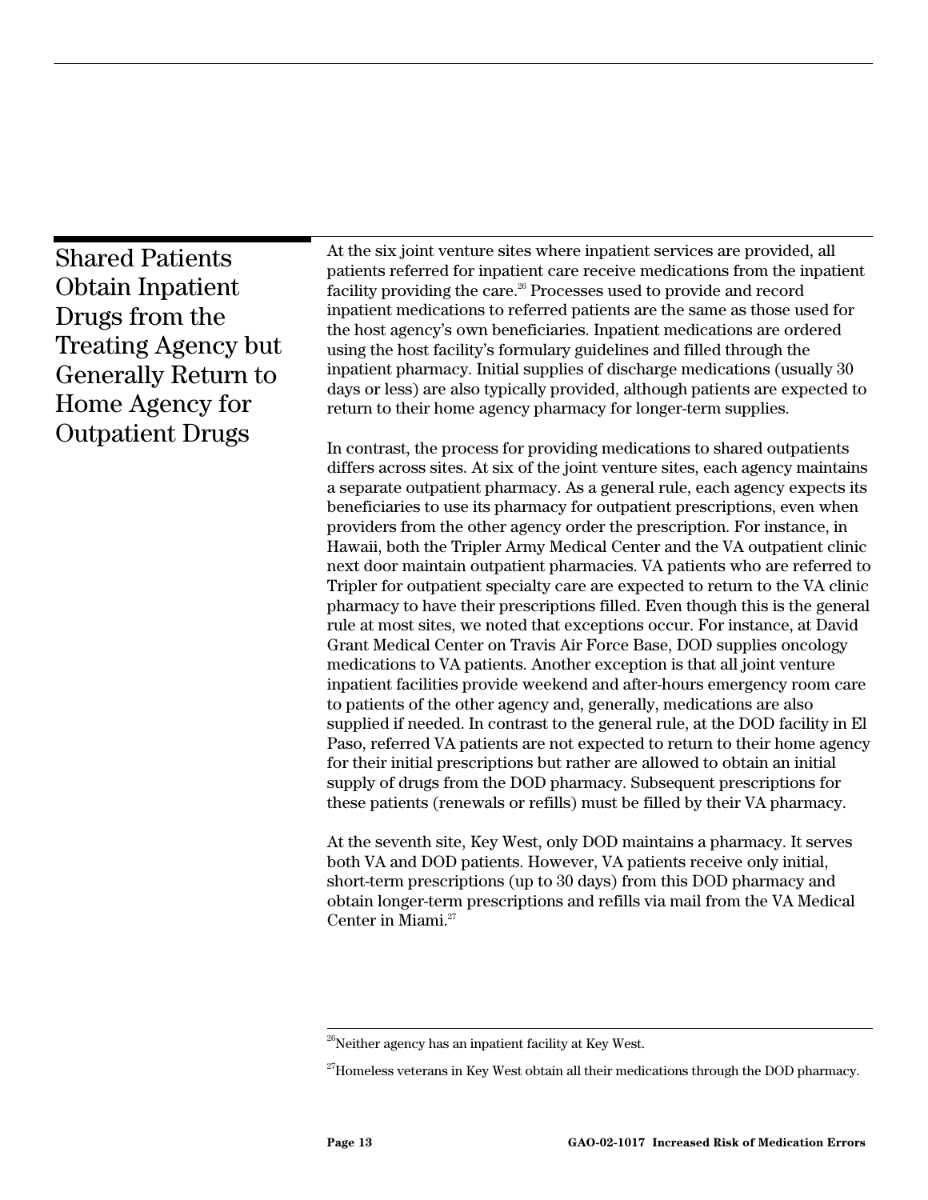## Shared Patients Obtain Inpatient Drugs from the Treating Agency but Generally Return to Home Agency for Outpatient Drugs

At the six joint venture sites where inpatient services are provided, all patients referred for inpatient care receive medications from the inpatient facility providing the care.[26] Processes used to provide and record inpatient medications to referred patients are the same as those used for the host agency's own beneficiaries. Inpatient medications are ordered using the host facility's formulary guidelines and filled through the inpatient pharmacy. Initial supplies of discharge medications (usually 30 days or less) are also typically provided, although patients are expected to return to their home agency pharmacy for longer-term supplies.

In contrast, the process for providing medications to shared outpatients differs across sites. At six of the joint venture sites, each agency maintains a separate outpatient pharmacy. As a general rule, each agency expects its beneficiaries to use its pharmacy for outpatient prescriptions, even when providers from the other agency order the prescription. For instance, in Hawaii, both the Tripler Army Medical Center and the VA outpatient clinic next door maintain outpatient pharmacies. VA patients who are referred to Tripler for outpatient specialty care are expected to return to the VA clinic pharmacy to have their prescriptions filled. Even though this is the general rule at most sites, we noted that exceptions occur. For instance, at David Grant Medical Center on Travis Air Force Base, DOD supplies oncology medications to VA patients. Another exception is that all joint venture inpatient facilities provide weekend and after-hours emergency room care to patients of the other agency and, generally, medications are also supplied if needed. In contrast to the general rule, at the DOD facility in El Paso, referred VA patients are not expected to return to their home agency for their initial prescriptions but rather are allowed to obtain an initial supply of drugs from the DOD pharmacy. Subsequent prescriptions for these patients (renewals or refills) must be filled by their VA pharmacy.

At the seventh site, Key West, only DOD maintains a pharmacy. It serves both VA and DOD patients. However, VA patients receive only initial, short-term prescriptions (up to 30 days) from this DOD pharmacy and obtain longer-term prescriptions and refills via mail from the VA Medical Center in Miami.[27]

---

[26] Neither agency has an inpatient facility at Key West.

[27] Homeless veterans in Key West obtain all their medications through the DOD pharmacy.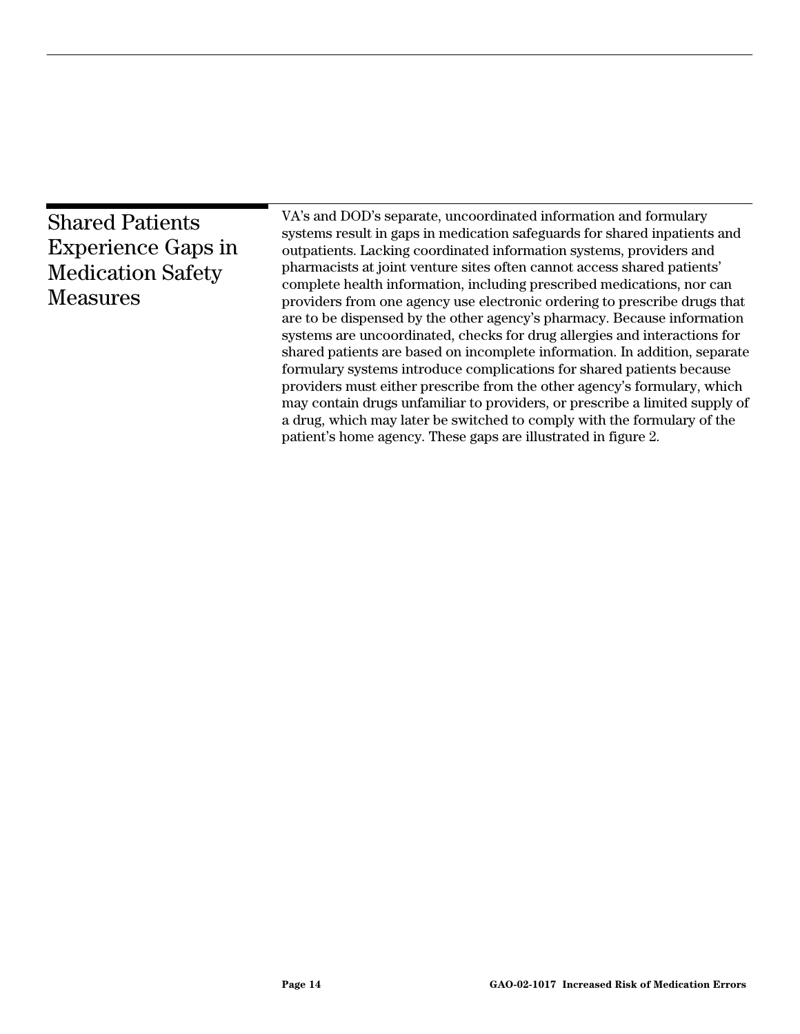## Shared Patients Experience Gaps in Medication Safety Measures

VA's and DOD's separate, uncoordinated information and formulary systems result in gaps in medication safeguards for shared inpatients and outpatients. Lacking coordinated information systems, providers and pharmacists at joint venture sites often cannot access shared patients' complete health information, including prescribed medications, nor can providers from one agency use electronic ordering to prescribe drugs that are to be dispensed by the other agency's pharmacy. Because information systems are uncoordinated, checks for drug allergies and interactions for shared patients are based on incomplete information. In addition, separate formulary systems introduce complications for shared patients because providers must either prescribe from the other agency's formulary, which may contain drugs unfamiliar to providers, or prescribe a limited supply of a drug, which may later be switched to comply with the formulary of the patient's home agency. These gaps are illustrated in figure 2.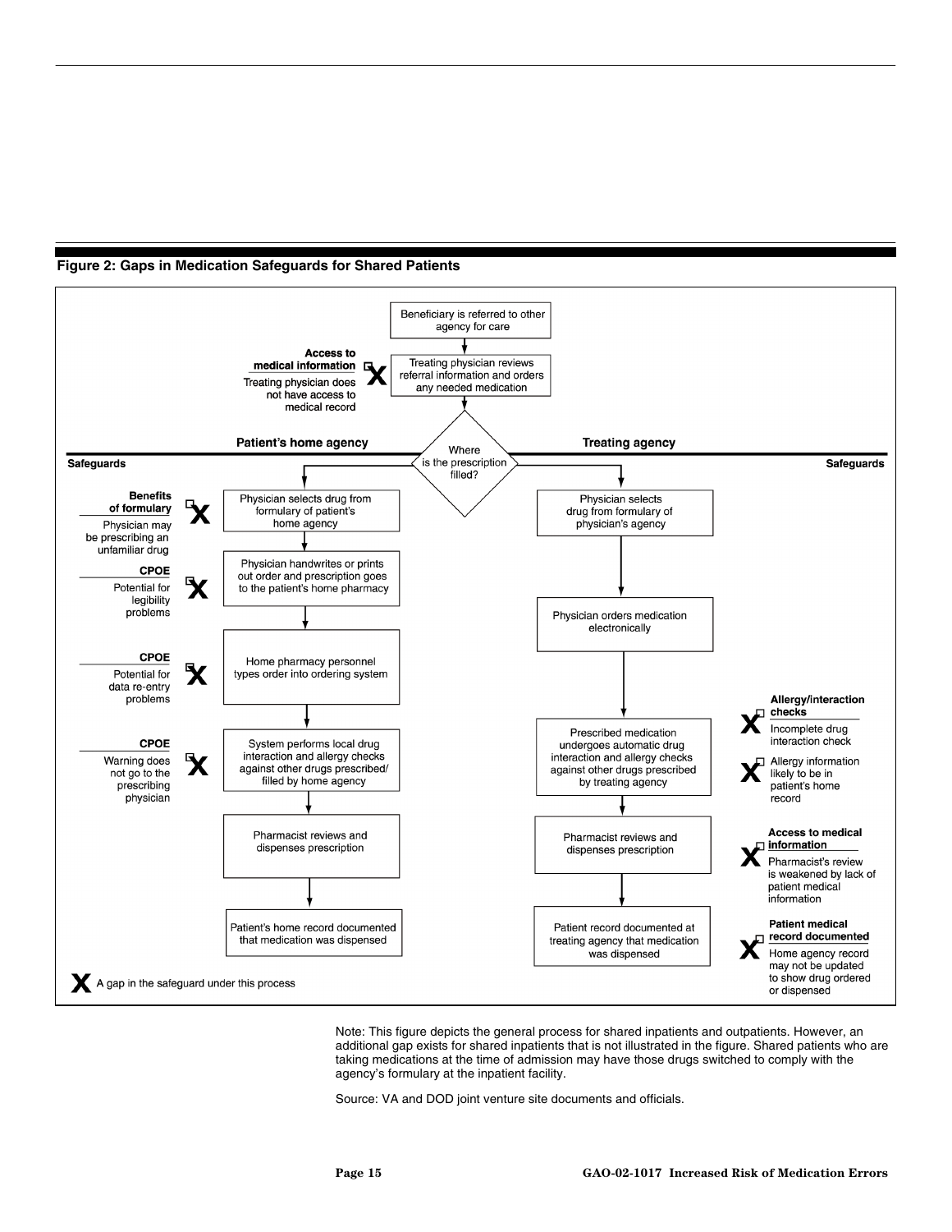**Figure 2: Gaps in Medication Safeguards for Shared Patients**

Beneficiary is referred to other agency for care

Treating physician reviews referral information and orders any needed medication

**Access to medical information** — X Treating physician does not have access to medical record

Where is the prescription filled?

**Patient's home agency**

**Safeguards**

Physician selects drug from formulary of patient's home agency

**Benefits of formulary** — X Physician may be prescribing an unfamiliar drug

Physician handwrites or prints out order and prescription goes to the patient's home pharmacy

**CPOE** — X Potential for legibility problems

Home pharmacy personnel types order into ordering system

**CPOE** — X Potential for data re-entry problems

System performs local drug interaction and allergy checks against other drugs prescribed/filled by home agency

**CPOE** — X Warning does not go to the prescribing physician

Pharmacist reviews and dispenses prescription

Patient's home record documented that medication was dispensed

**Treating agency**

**Safeguards**

Physician selects drug from formulary of physician's agency

Physician orders medication electronically

Prescribed medication undergoes automatic drug interaction and allergy checks against other drugs prescribed by treating agency

**Allergy/interaction checks** — X Incomplete drug interaction check; X Allergy information likely to be in patient's home record

Pharmacist reviews and dispenses prescription

**Access to medical information** — X Pharmacist's review is weakened by lack of patient medical information

Patient record documented at treating agency that medication was dispensed

**Patient medical record documented** — X Home agency record may not be updated to show drug ordered or dispensed

X A gap in the safeguard under this process

Note: This figure depicts the general process for shared inpatients and outpatients. However, an additional gap exists for shared inpatients that is not illustrated in the figure. Shared patients who are taking medications at the time of admission may have those drugs switched to comply with the agency's formulary at the inpatient facility.

Source: VA and DOD joint venture site documents and officials.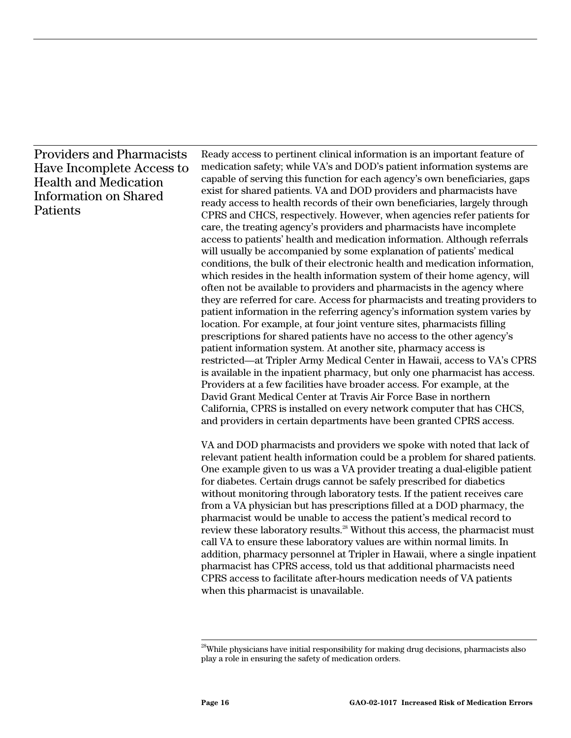## Providers and Pharmacists Have Incomplete Access to Health and Medication Information on Shared Patients

Ready access to pertinent clinical information is an important feature of medication safety; while VA's and DOD's patient information systems are capable of serving this function for each agency's own beneficiaries, gaps exist for shared patients. VA and DOD providers and pharmacists have ready access to health records of their own beneficiaries, largely through CPRS and CHCS, respectively. However, when agencies refer patients for care, the treating agency's providers and pharmacists have incomplete access to patients' health and medication information. Although referrals will usually be accompanied by some explanation of patients' medical conditions, the bulk of their electronic health and medication information, which resides in the health information system of their home agency, will often not be available to providers and pharmacists in the agency where they are referred for care. Access for pharmacists and treating providers to patient information in the referring agency's information system varies by location. For example, at four joint venture sites, pharmacists filling prescriptions for shared patients have no access to the other agency's patient information system. At another site, pharmacy access is restricted—at Tripler Army Medical Center in Hawaii, access to VA's CPRS is available in the inpatient pharmacy, but only one pharmacist has access. Providers at a few facilities have broader access. For example, at the David Grant Medical Center at Travis Air Force Base in northern California, CPRS is installed on every network computer that has CHCS, and providers in certain departments have been granted CPRS access.

VA and DOD pharmacists and providers we spoke with noted that lack of relevant patient health information could be a problem for shared patients. One example given to us was a VA provider treating a dual-eligible patient for diabetes. Certain drugs cannot be safely prescribed for diabetics without monitoring through laboratory tests. If the patient receives care from a VA physician but has prescriptions filled at a DOD pharmacy, the pharmacist would be unable to access the patient's medical record to review these laboratory results.[28] Without this access, the pharmacist must call VA to ensure these laboratory values are within normal limits. In addition, pharmacy personnel at Tripler in Hawaii, where a single inpatient pharmacist has CPRS access, told us that additional pharmacists need CPRS access to facilitate after-hours medication needs of VA patients when this pharmacist is unavailable.

[28] While physicians have initial responsibility for making drug decisions, pharmacists also play a role in ensuring the safety of medication orders.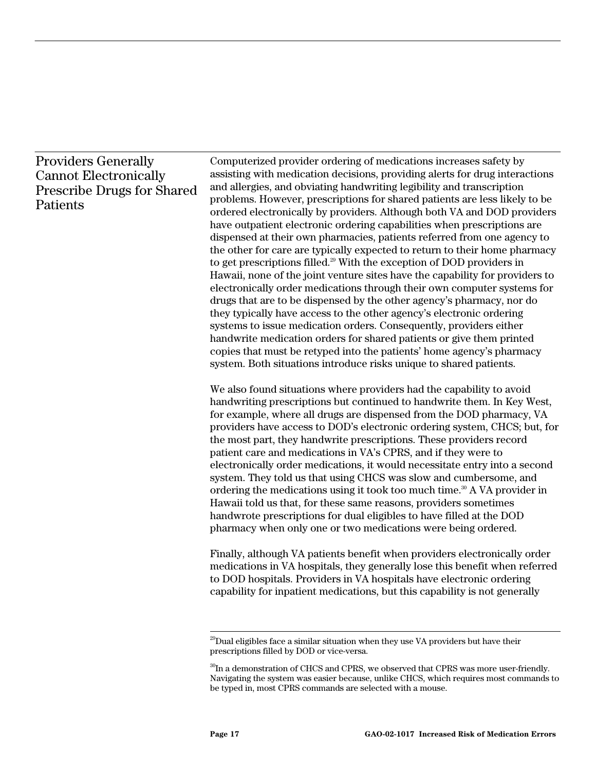## Providers Generally Cannot Electronically Prescribe Drugs for Shared Patients

Computerized provider ordering of medications increases safety by assisting with medication decisions, providing alerts for drug interactions and allergies, and obviating handwriting legibility and transcription problems. However, prescriptions for shared patients are less likely to be ordered electronically by providers. Although both VA and DOD providers have outpatient electronic ordering capabilities when prescriptions are dispensed at their own pharmacies, patients referred from one agency to the other for care are typically expected to return to their home pharmacy to get prescriptions filled.[29] With the exception of DOD providers in Hawaii, none of the joint venture sites have the capability for providers to electronically order medications through their own computer systems for drugs that are to be dispensed by the other agency's pharmacy, nor do they typically have access to the other agency's electronic ordering systems to issue medication orders. Consequently, providers either handwrite medication orders for shared patients or give them printed copies that must be retyped into the patients' home agency's pharmacy system. Both situations introduce risks unique to shared patients.

We also found situations where providers had the capability to avoid handwriting prescriptions but continued to handwrite them. In Key West, for example, where all drugs are dispensed from the DOD pharmacy, VA providers have access to DOD's electronic ordering system, CHCS; but, for the most part, they handwrite prescriptions. These providers record patient care and medications in VA's CPRS, and if they were to electronically order medications, it would necessitate entry into a second system. They told us that using CHCS was slow and cumbersome, and ordering the medications using it took too much time.[30] A VA provider in Hawaii told us that, for these same reasons, providers sometimes handwrote prescriptions for dual eligibles to have filled at the DOD pharmacy when only one or two medications were being ordered.

Finally, although VA patients benefit when providers electronically order medications in VA hospitals, they generally lose this benefit when referred to DOD hospitals. Providers in VA hospitals have electronic ordering capability for inpatient medications, but this capability is not generally

---

[29] Dual eligibles face a similar situation when they use VA providers but have their prescriptions filled by DOD or vice-versa.

[30] In a demonstration of CHCS and CPRS, we observed that CPRS was more user-friendly. Navigating the system was easier because, unlike CHCS, which requires most commands to be typed in, most CPRS commands are selected with a mouse.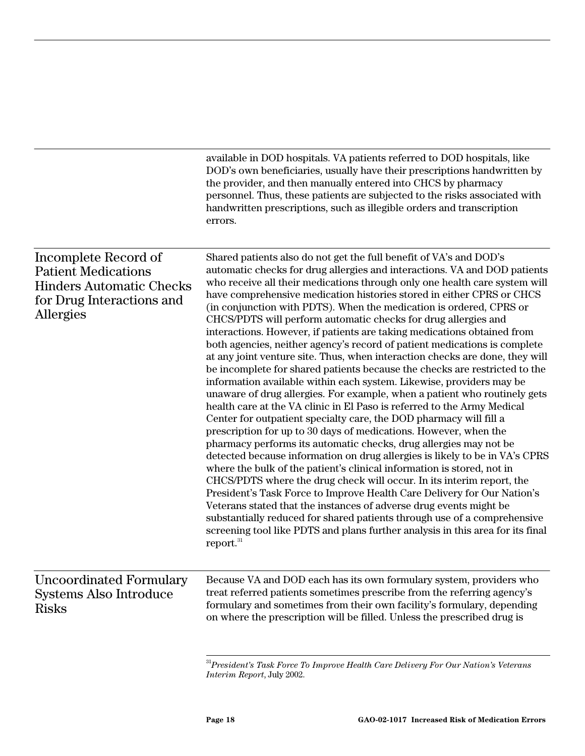available in DOD hospitals. VA patients referred to DOD hospitals, like DOD's own beneficiaries, usually have their prescriptions handwritten by the provider, and then manually entered into CHCS by pharmacy personnel. Thus, these patients are subjected to the risks associated with handwritten prescriptions, such as illegible orders and transcription errors.

## Incomplete Record of Patient Medications Hinders Automatic Checks for Drug Interactions and Allergies

Shared patients also do not get the full benefit of VA's and DOD's automatic checks for drug allergies and interactions. VA and DOD patients who receive all their medications through only one health care system will have comprehensive medication histories stored in either CPRS or CHCS (in conjunction with PDTS). When the medication is ordered, CPRS or CHCS/PDTS will perform automatic checks for drug allergies and interactions. However, if patients are taking medications obtained from both agencies, neither agency's record of patient medications is complete at any joint venture site. Thus, when interaction checks are done, they will be incomplete for shared patients because the checks are restricted to the information available within each system. Likewise, providers may be unaware of drug allergies. For example, when a patient who routinely gets health care at the VA clinic in El Paso is referred to the Army Medical Center for outpatient specialty care, the DOD pharmacy will fill a prescription for up to 30 days of medications. However, when the pharmacy performs its automatic checks, drug allergies may not be detected because information on drug allergies is likely to be in VA's CPRS where the bulk of the patient's clinical information is stored, not in CHCS/PDTS where the drug check will occur. In its interim report, the President's Task Force to Improve Health Care Delivery for Our Nation's Veterans stated that the instances of adverse drug events might be substantially reduced for shared patients through use of a comprehensive screening tool like PDTS and plans further analysis in this area for its final report.[31]

## Uncoordinated Formulary Systems Also Introduce Risks

Because VA and DOD each has its own formulary system, providers who treat referred patients sometimes prescribe from the referring agency's formulary and sometimes from their own facility's formulary, depending on where the prescription will be filled. Unless the prescribed drug is

[31] *President's Task Force To Improve Health Care Delivery For Our Nation's Veterans Interim Report*, July 2002.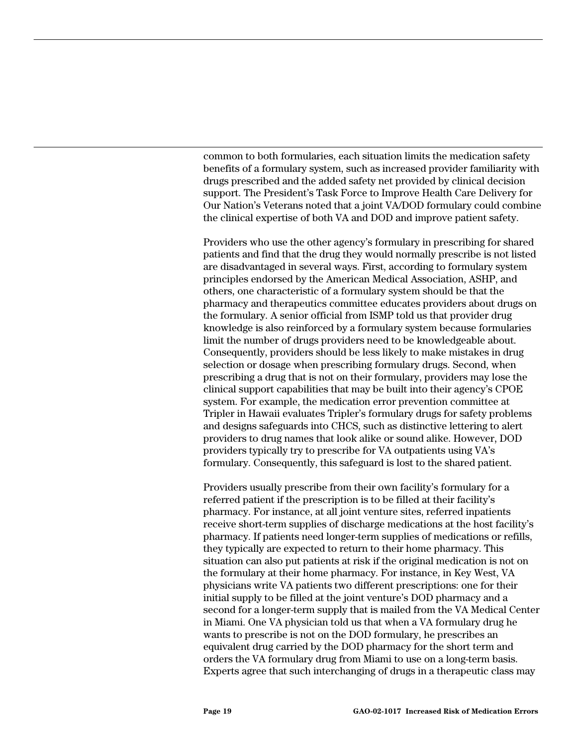common to both formularies, each situation limits the medication safety benefits of a formulary system, such as increased provider familiarity with drugs prescribed and the added safety net provided by clinical decision support. The President's Task Force to Improve Health Care Delivery for Our Nation's Veterans noted that a joint VA/DOD formulary could combine the clinical expertise of both VA and DOD and improve patient safety.

Providers who use the other agency's formulary in prescribing for shared patients and find that the drug they would normally prescribe is not listed are disadvantaged in several ways. First, according to formulary system principles endorsed by the American Medical Association, ASHP, and others, one characteristic of a formulary system should be that the pharmacy and therapeutics committee educates providers about drugs on the formulary. A senior official from ISMP told us that provider drug knowledge is also reinforced by a formulary system because formularies limit the number of drugs providers need to be knowledgeable about. Consequently, providers should be less likely to make mistakes in drug selection or dosage when prescribing formulary drugs. Second, when prescribing a drug that is not on their formulary, providers may lose the clinical support capabilities that may be built into their agency's CPOE system. For example, the medication error prevention committee at Tripler in Hawaii evaluates Tripler's formulary drugs for safety problems and designs safeguards into CHCS, such as distinctive lettering to alert providers to drug names that look alike or sound alike. However, DOD providers typically try to prescribe for VA outpatients using VA's formulary. Consequently, this safeguard is lost to the shared patient.

Providers usually prescribe from their own facility's formulary for a referred patient if the prescription is to be filled at their facility's pharmacy. For instance, at all joint venture sites, referred inpatients receive short-term supplies of discharge medications at the host facility's pharmacy. If patients need longer-term supplies of medications or refills, they typically are expected to return to their home pharmacy. This situation can also put patients at risk if the original medication is not on the formulary at their home pharmacy. For instance, in Key West, VA physicians write VA patients two different prescriptions: one for their initial supply to be filled at the joint venture's DOD pharmacy and a second for a longer-term supply that is mailed from the VA Medical Center in Miami. One VA physician told us that when a VA formulary drug he wants to prescribe is not on the DOD formulary, he prescribes an equivalent drug carried by the DOD pharmacy for the short term and orders the VA formulary drug from Miami to use on a long-term basis. Experts agree that such interchanging of drugs in a therapeutic class may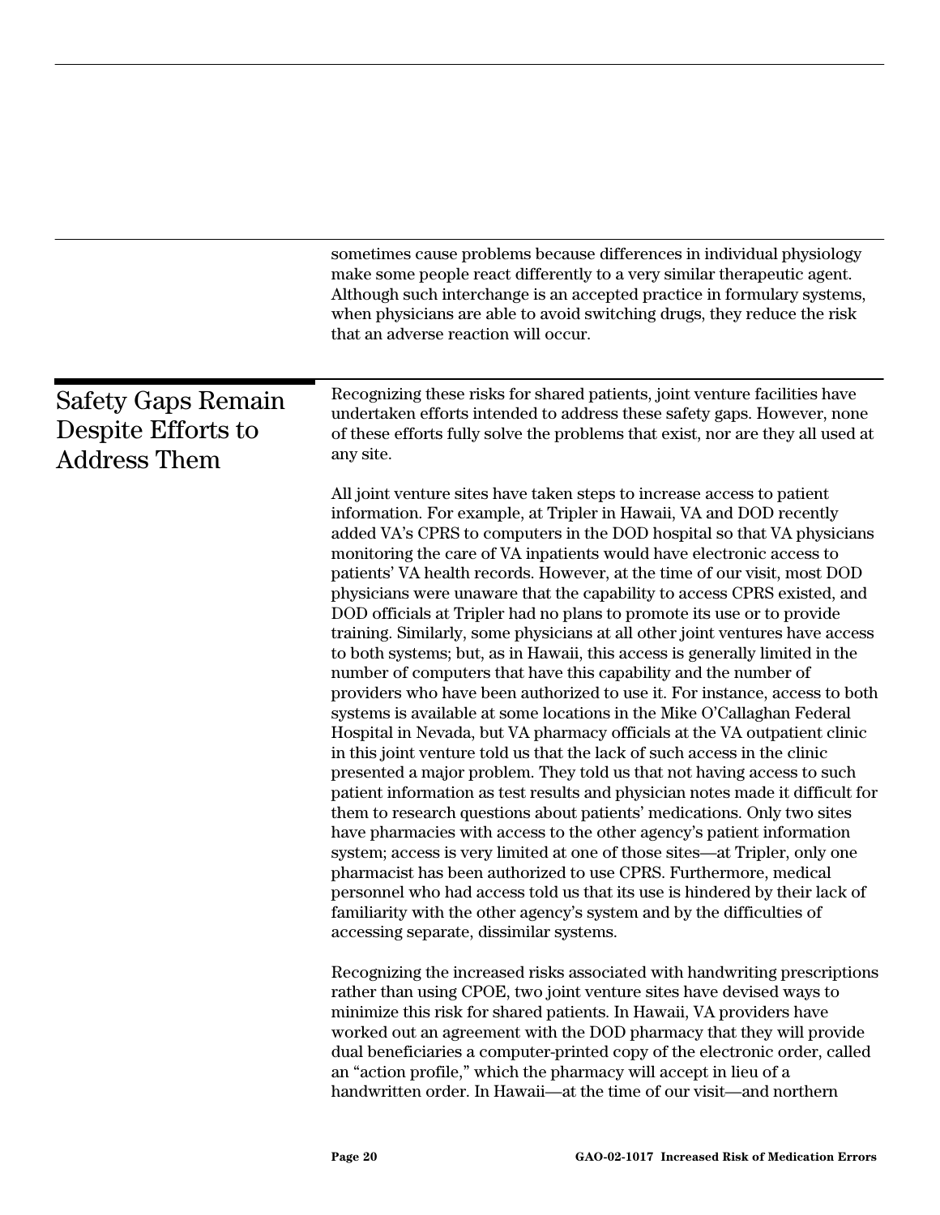sometimes cause problems because differences in individual physiology make some people react differently to a very similar therapeutic agent. Although such interchange is an accepted practice in formulary systems, when physicians are able to avoid switching drugs, they reduce the risk that an adverse reaction will occur.

## Safety Gaps Remain Despite Efforts to Address Them

Recognizing these risks for shared patients, joint venture facilities have undertaken efforts intended to address these safety gaps. However, none of these efforts fully solve the problems that exist, nor are they all used at any site.

All joint venture sites have taken steps to increase access to patient information. For example, at Tripler in Hawaii, VA and DOD recently added VA's CPRS to computers in the DOD hospital so that VA physicians monitoring the care of VA inpatients would have electronic access to patients' VA health records. However, at the time of our visit, most DOD physicians were unaware that the capability to access CPRS existed, and DOD officials at Tripler had no plans to promote its use or to provide training. Similarly, some physicians at all other joint ventures have access to both systems; but, as in Hawaii, this access is generally limited in the number of computers that have this capability and the number of providers who have been authorized to use it. For instance, access to both systems is available at some locations in the Mike O'Callaghan Federal Hospital in Nevada, but VA pharmacy officials at the VA outpatient clinic in this joint venture told us that the lack of such access in the clinic presented a major problem. They told us that not having access to such patient information as test results and physician notes made it difficult for them to research questions about patients' medications. Only two sites have pharmacies with access to the other agency's patient information system; access is very limited at one of those sites—at Tripler, only one pharmacist has been authorized to use CPRS. Furthermore, medical personnel who had access told us that its use is hindered by their lack of familiarity with the other agency's system and by the difficulties of accessing separate, dissimilar systems.

Recognizing the increased risks associated with handwriting prescriptions rather than using CPOE, two joint venture sites have devised ways to minimize this risk for shared patients. In Hawaii, VA providers have worked out an agreement with the DOD pharmacy that they will provide dual beneficiaries a computer-printed copy of the electronic order, called an "action profile," which the pharmacy will accept in lieu of a handwritten order. In Hawaii—at the time of our visit—and northern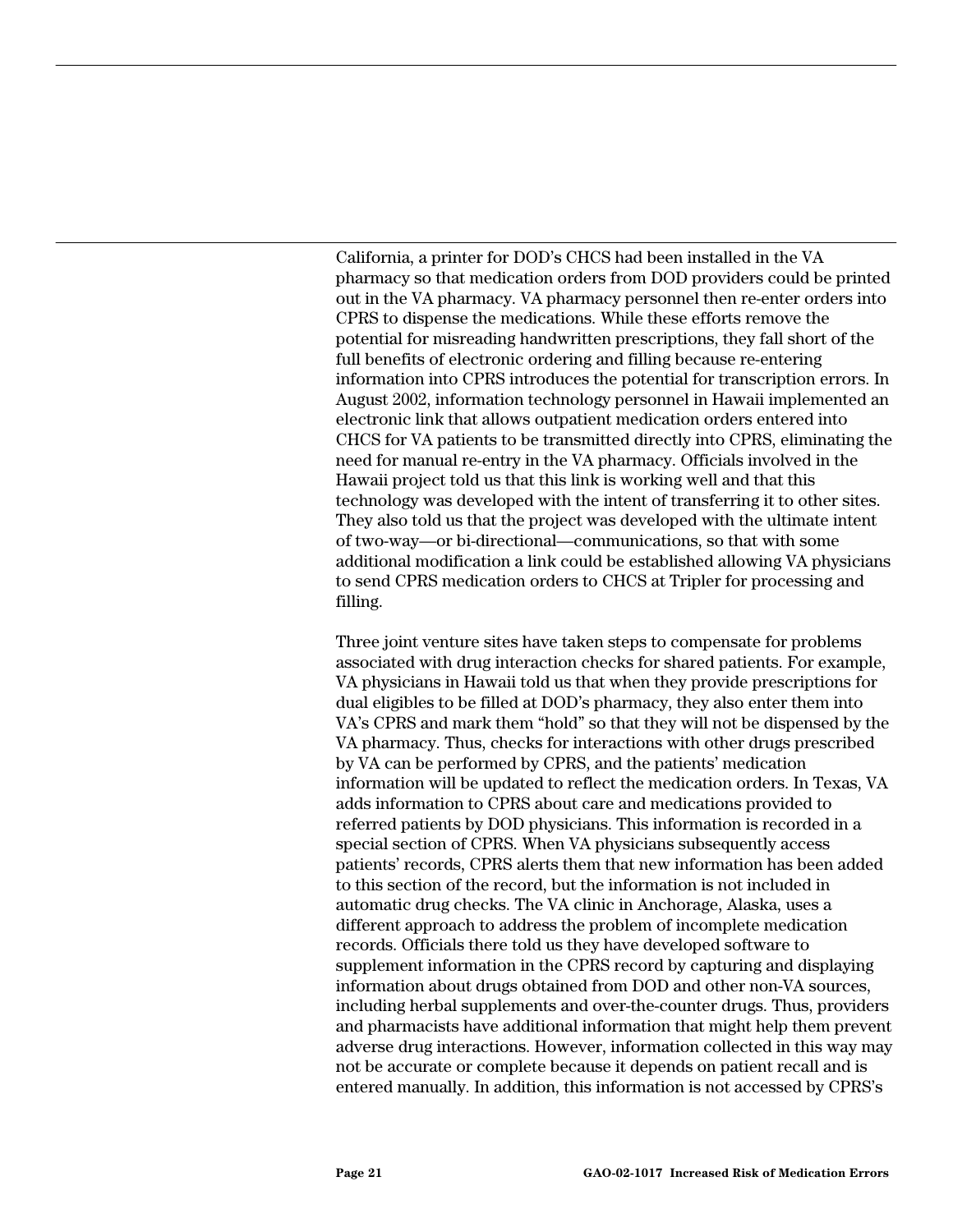California, a printer for DOD's CHCS had been installed in the VA pharmacy so that medication orders from DOD providers could be printed out in the VA pharmacy. VA pharmacy personnel then re-enter orders into CPRS to dispense the medications. While these efforts remove the potential for misreading handwritten prescriptions, they fall short of the full benefits of electronic ordering and filling because re-entering information into CPRS introduces the potential for transcription errors. In August 2002, information technology personnel in Hawaii implemented an electronic link that allows outpatient medication orders entered into CHCS for VA patients to be transmitted directly into CPRS, eliminating the need for manual re-entry in the VA pharmacy. Officials involved in the Hawaii project told us that this link is working well and that this technology was developed with the intent of transferring it to other sites. They also told us that the project was developed with the ultimate intent of two-way—or bi-directional—communications, so that with some additional modification a link could be established allowing VA physicians to send CPRS medication orders to CHCS at Tripler for processing and filling.

Three joint venture sites have taken steps to compensate for problems associated with drug interaction checks for shared patients. For example, VA physicians in Hawaii told us that when they provide prescriptions for dual eligibles to be filled at DOD's pharmacy, they also enter them into VA's CPRS and mark them "hold" so that they will not be dispensed by the VA pharmacy. Thus, checks for interactions with other drugs prescribed by VA can be performed by CPRS, and the patients' medication information will be updated to reflect the medication orders. In Texas, VA adds information to CPRS about care and medications provided to referred patients by DOD physicians. This information is recorded in a special section of CPRS. When VA physicians subsequently access patients' records, CPRS alerts them that new information has been added to this section of the record, but the information is not included in automatic drug checks. The VA clinic in Anchorage, Alaska, uses a different approach to address the problem of incomplete medication records. Officials there told us they have developed software to supplement information in the CPRS record by capturing and displaying information about drugs obtained from DOD and other non-VA sources, including herbal supplements and over-the-counter drugs. Thus, providers and pharmacists have additional information that might help them prevent adverse drug interactions. However, information collected in this way may not be accurate or complete because it depends on patient recall and is entered manually. In addition, this information is not accessed by CPRS's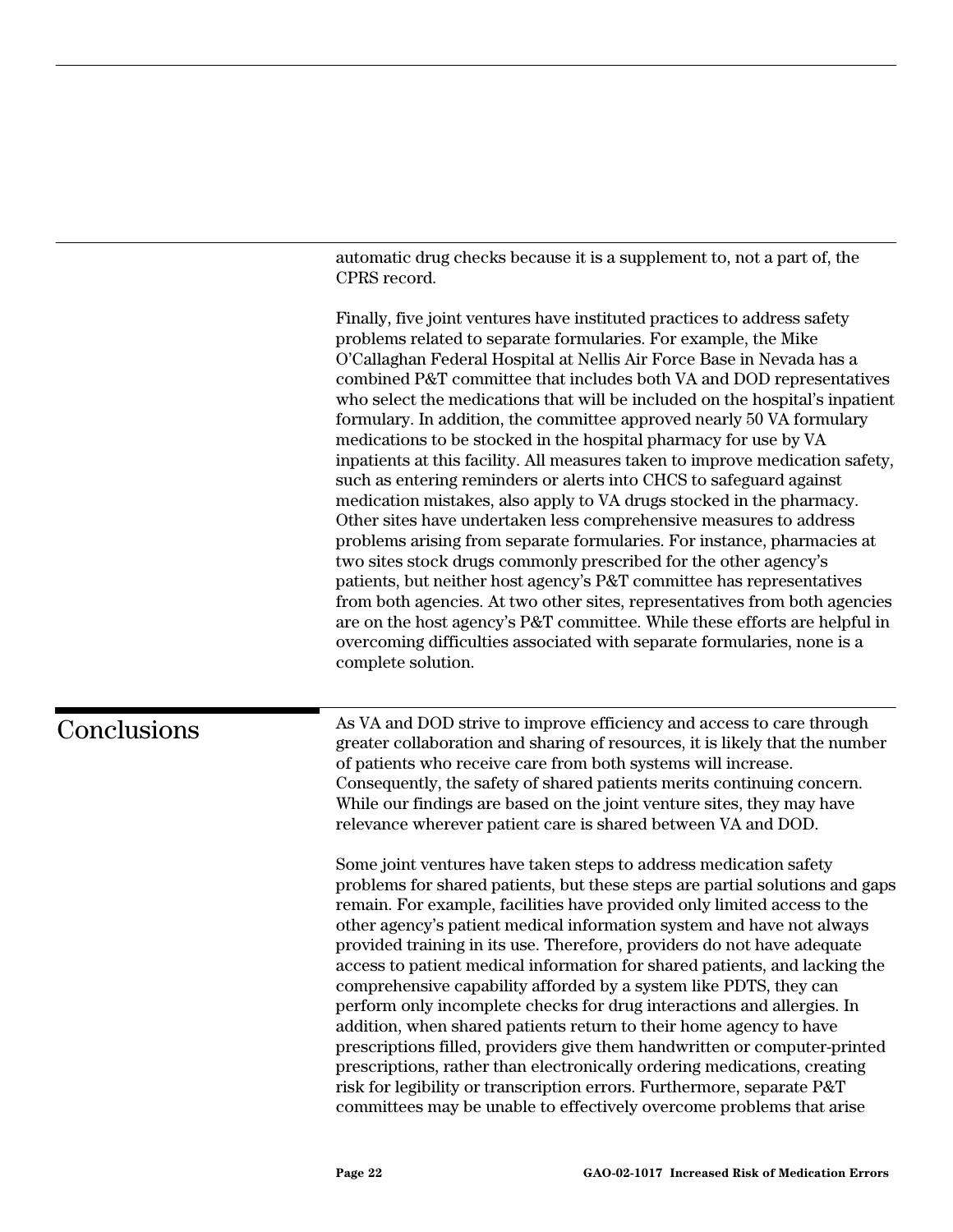automatic drug checks because it is a supplement to, not a part of, the CPRS record.

Finally, five joint ventures have instituted practices to address safety problems related to separate formularies. For example, the Mike O'Callaghan Federal Hospital at Nellis Air Force Base in Nevada has a combined P&T committee that includes both VA and DOD representatives who select the medications that will be included on the hospital's inpatient formulary. In addition, the committee approved nearly 50 VA formulary medications to be stocked in the hospital pharmacy for use by VA inpatients at this facility. All measures taken to improve medication safety, such as entering reminders or alerts into CHCS to safeguard against medication mistakes, also apply to VA drugs stocked in the pharmacy. Other sites have undertaken less comprehensive measures to address problems arising from separate formularies. For instance, pharmacies at two sites stock drugs commonly prescribed for the other agency's patients, but neither host agency's P&T committee has representatives from both agencies. At two other sites, representatives from both agencies are on the host agency's P&T committee. While these efforts are helpful in overcoming difficulties associated with separate formularies, none is a complete solution.

## Conclusions

As VA and DOD strive to improve efficiency and access to care through greater collaboration and sharing of resources, it is likely that the number of patients who receive care from both systems will increase. Consequently, the safety of shared patients merits continuing concern. While our findings are based on the joint venture sites, they may have relevance wherever patient care is shared between VA and DOD.

Some joint ventures have taken steps to address medication safety problems for shared patients, but these steps are partial solutions and gaps remain. For example, facilities have provided only limited access to the other agency's patient medical information system and have not always provided training in its use. Therefore, providers do not have adequate access to patient medical information for shared patients, and lacking the comprehensive capability afforded by a system like PDTS, they can perform only incomplete checks for drug interactions and allergies. In addition, when shared patients return to their home agency to have prescriptions filled, providers give them handwritten or computer-printed prescriptions, rather than electronically ordering medications, creating risk for legibility or transcription errors. Furthermore, separate P&T committees may be unable to effectively overcome problems that arise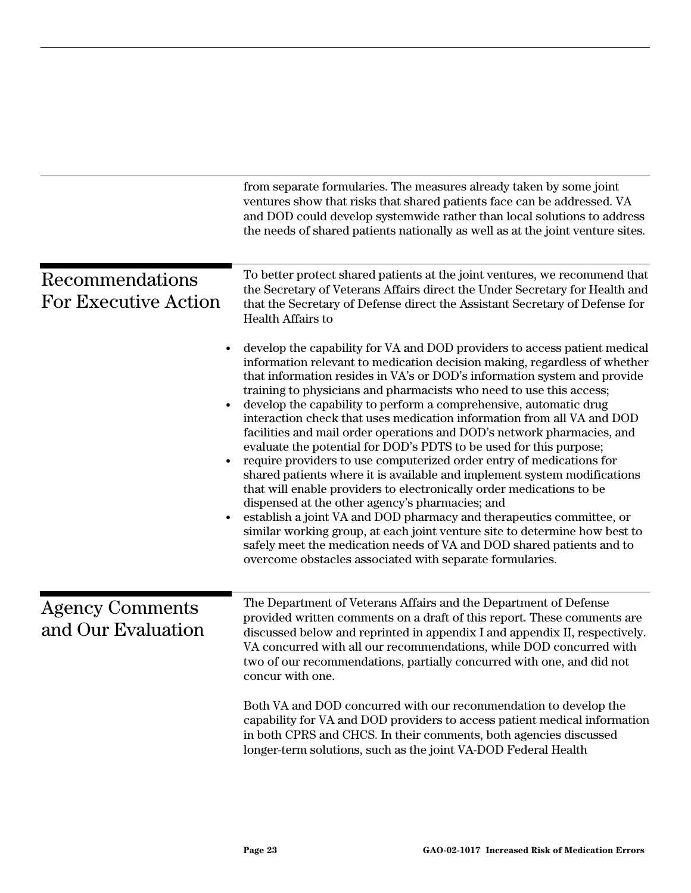from separate formularies. The measures already taken by some joint ventures show that risks that shared patients face can be addressed. VA and DOD could develop systemwide rather than local solutions to address the needs of shared patients nationally as well as at the joint venture sites.

## Recommendations For Executive Action

To better protect shared patients at the joint ventures, we recommend that the Secretary of Veterans Affairs direct the Under Secretary for Health and that the Secretary of Defense direct the Assistant Secretary of Defense for Health Affairs to

- develop the capability for VA and DOD providers to access patient medical information relevant to medication decision making, regardless of whether that information resides in VA's or DOD's information system and provide training to physicians and pharmacists who need to use this access;
- develop the capability to perform a comprehensive, automatic drug interaction check that uses medication information from all VA and DOD facilities and mail order operations and DOD's network pharmacies, and evaluate the potential for DOD's PDTS to be used for this purpose;
- require providers to use computerized order entry of medications for shared patients where it is available and implement system modifications that will enable providers to electronically order medications to be dispensed at the other agency's pharmacies; and
- establish a joint VA and DOD pharmacy and therapeutics committee, or similar working group, at each joint venture site to determine how best to safely meet the medication needs of VA and DOD shared patients and to overcome obstacles associated with separate formularies.

## Agency Comments and Our Evaluation

The Department of Veterans Affairs and the Department of Defense provided written comments on a draft of this report. These comments are discussed below and reprinted in appendix I and appendix II, respectively. VA concurred with all our recommendations, while DOD concurred with two of our recommendations, partially concurred with one, and did not concur with one.

Both VA and DOD concurred with our recommendation to develop the capability for VA and DOD providers to access patient medical information in both CPRS and CHCS. In their comments, both agencies discussed longer-term solutions, such as the joint VA-DOD Federal Health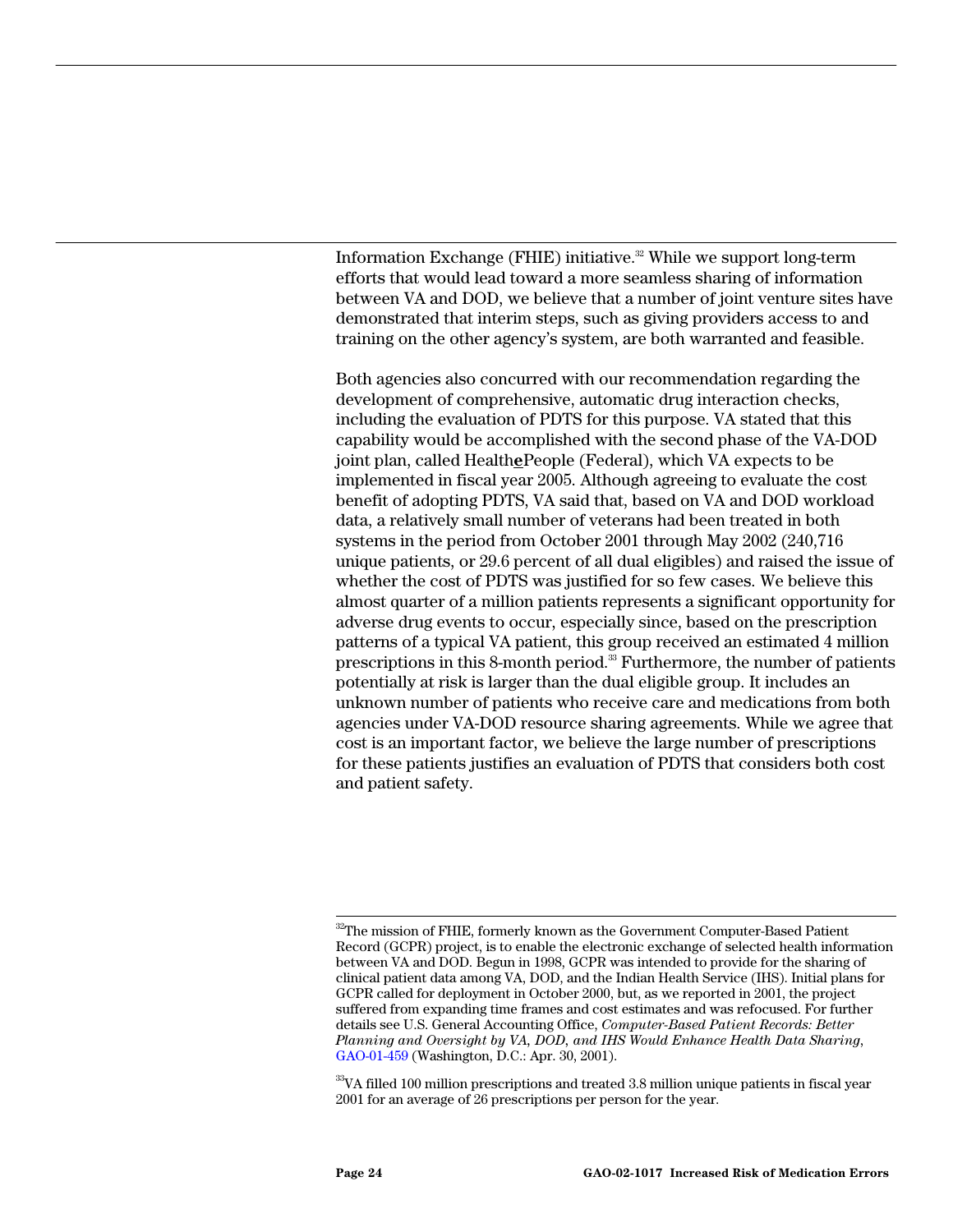Information Exchange (FHIE) initiative.[32] While we support long-term efforts that would lead toward a more seamless sharing of information between VA and DOD, we believe that a number of joint venture sites have demonstrated that interim steps, such as giving providers access to and training on the other agency's system, are both warranted and feasible.

Both agencies also concurred with our recommendation regarding the development of comprehensive, automatic drug interaction checks, including the evaluation of PDTS for this purpose. VA stated that this capability would be accomplished with the second phase of the VA-DOD joint plan, called Health**e**People (Federal), which VA expects to be implemented in fiscal year 2005. Although agreeing to evaluate the cost benefit of adopting PDTS, VA said that, based on VA and DOD workload data, a relatively small number of veterans had been treated in both systems in the period from October 2001 through May 2002 (240,716 unique patients, or 29.6 percent of all dual eligibles) and raised the issue of whether the cost of PDTS was justified for so few cases. We believe this almost quarter of a million patients represents a significant opportunity for adverse drug events to occur, especially since, based on the prescription patterns of a typical VA patient, this group received an estimated 4 million prescriptions in this 8-month period.[33] Furthermore, the number of patients potentially at risk is larger than the dual eligible group. It includes an unknown number of patients who receive care and medications from both agencies under VA-DOD resource sharing agreements. While we agree that cost is an important factor, we believe the large number of prescriptions for these patients justifies an evaluation of PDTS that considers both cost and patient safety.

---

[32] The mission of FHIE, formerly known as the Government Computer-Based Patient Record (GCPR) project, is to enable the electronic exchange of selected health information between VA and DOD. Begun in 1998, GCPR was intended to provide for the sharing of clinical patient data among VA, DOD, and the Indian Health Service (IHS). Initial plans for GCPR called for deployment in October 2000, but, as we reported in 2001, the project suffered from expanding time frames and cost estimates and was refocused. For further details see U.S. General Accounting Office, *Computer-Based Patient Records: Better Planning and Oversight by VA, DOD, and IHS Would Enhance Health Data Sharing*, GAO-01-459 (Washington, D.C.: Apr. 30, 2001).

[33] VA filled 100 million prescriptions and treated 3.8 million unique patients in fiscal year 2001 for an average of 26 prescriptions per person for the year.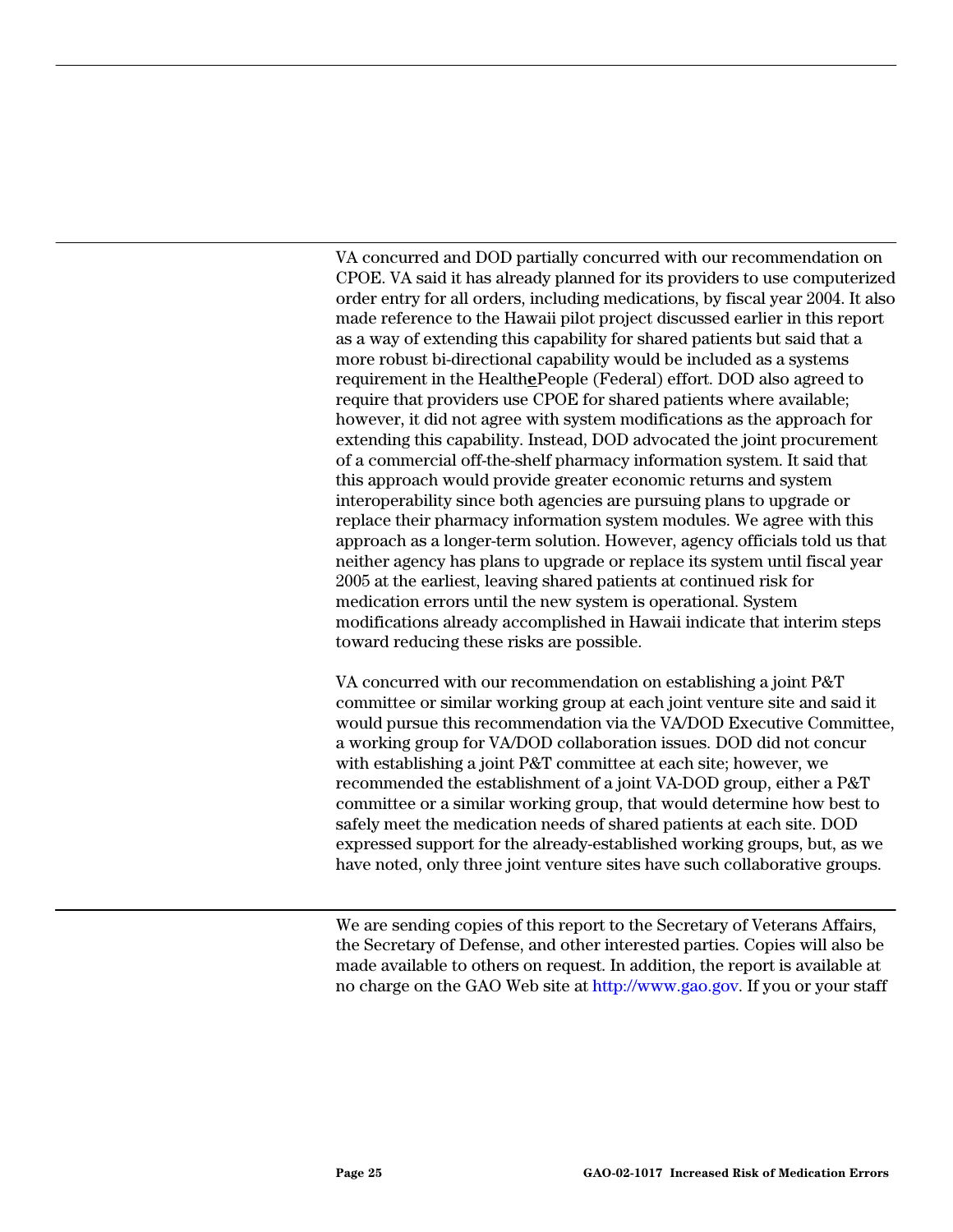VA concurred and DOD partially concurred with our recommendation on CPOE. VA said it has already planned for its providers to use computerized order entry for all orders, including medications, by fiscal year 2004. It also made reference to the Hawaii pilot project discussed earlier in this report as a way of extending this capability for shared patients but said that a more robust bi-directional capability would be included as a systems requirement in the HealtheePeople (Federal) effort. DOD also agreed to require that providers use CPOE for shared patients where available; however, it did not agree with system modifications as the approach for extending this capability. Instead, DOD advocated the joint procurement of a commercial off-the-shelf pharmacy information system. It said that this approach would provide greater economic returns and system interoperability since both agencies are pursuing plans to upgrade or replace their pharmacy information system modules. We agree with this approach as a longer-term solution. However, agency officials told us that neither agency has plans to upgrade or replace its system until fiscal year 2005 at the earliest, leaving shared patients at continued risk for medication errors until the new system is operational. System modifications already accomplished in Hawaii indicate that interim steps toward reducing these risks are possible.

VA concurred with our recommendation on establishing a joint P&T committee or similar working group at each joint venture site and said it would pursue this recommendation via the VA/DOD Executive Committee, a working group for VA/DOD collaboration issues. DOD did not concur with establishing a joint P&T committee at each site; however, we recommended the establishment of a joint VA-DOD group, either a P&T committee or a similar working group, that would determine how best to safely meet the medication needs of shared patients at each site. DOD expressed support for the already-established working groups, but, as we have noted, only three joint venture sites have such collaborative groups.

We are sending copies of this report to the Secretary of Veterans Affairs, the Secretary of Defense, and other interested parties. Copies will also be made available to others on request. In addition, the report is available at no charge on the GAO Web site at http://www.gao.gov. If you or your staff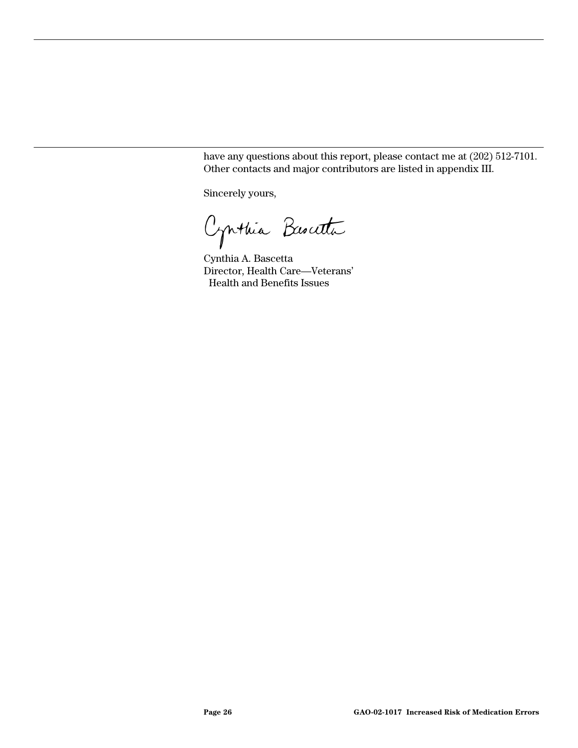have any questions about this report, please contact me at (202) 512-7101. Other contacts and major contributors are listed in appendix III.

Sincerely yours,

Cynthia A. Bascetta
Director, Health Care—Veterans'
Health and Benefits Issues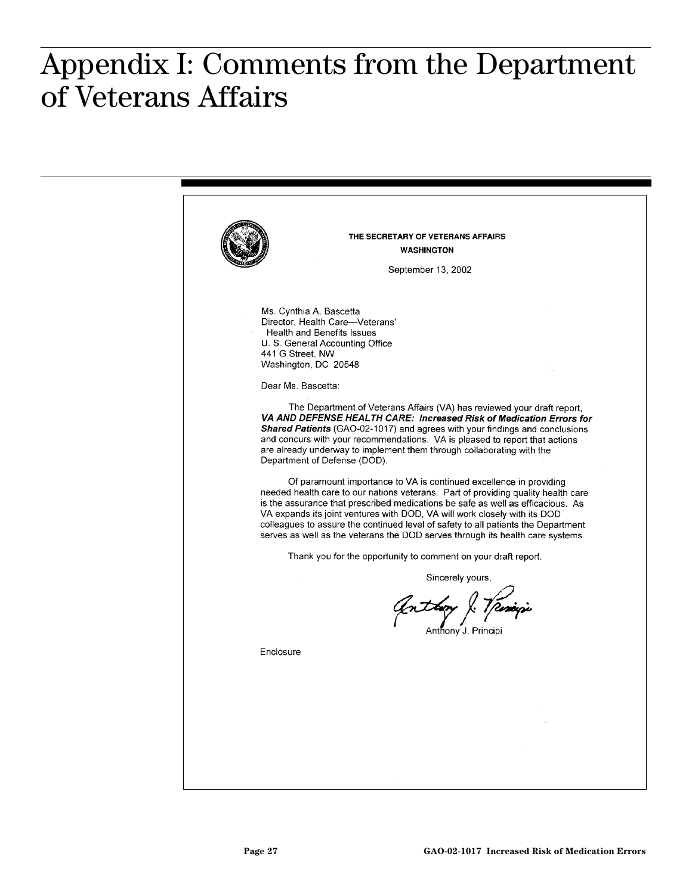# Appendix I: Comments from the Department of Veterans Affairs

THE SECRETARY OF VETERANS AFFAIRS
WASHINGTON

September 13, 2002

Ms. Cynthia A. Bascetta
Director, Health Care—Veterans' Health and Benefits Issues
U. S. General Accounting Office
441 G Street, NW
Washington, DC 20548

Dear Ms. Bascetta:

The Department of Veterans Affairs (VA) has reviewed your draft report, ***VA AND DEFENSE HEALTH CARE: Increased Risk of Medication Errors for Shared Patients*** (GAO-02-1017) and agrees with your findings and conclusions and concurs with your recommendations. VA is pleased to report that actions are already underway to implement them through collaborating with the Department of Defense (DOD).

Of paramount importance to VA is continued excellence in providing needed health care to our nations veterans. Part of providing quality health care is the assurance that prescribed medications be safe as well as efficacious. As VA expands its joint ventures with DOD, VA will work closely with its DOD colleagues to assure the continued level of safety to all patients the Department serves as well as the veterans the DOD serves through its health care systems.

Thank you for the opportunity to comment on your draft report.

Sincerely yours,

Anthony J. Principi

Enclosure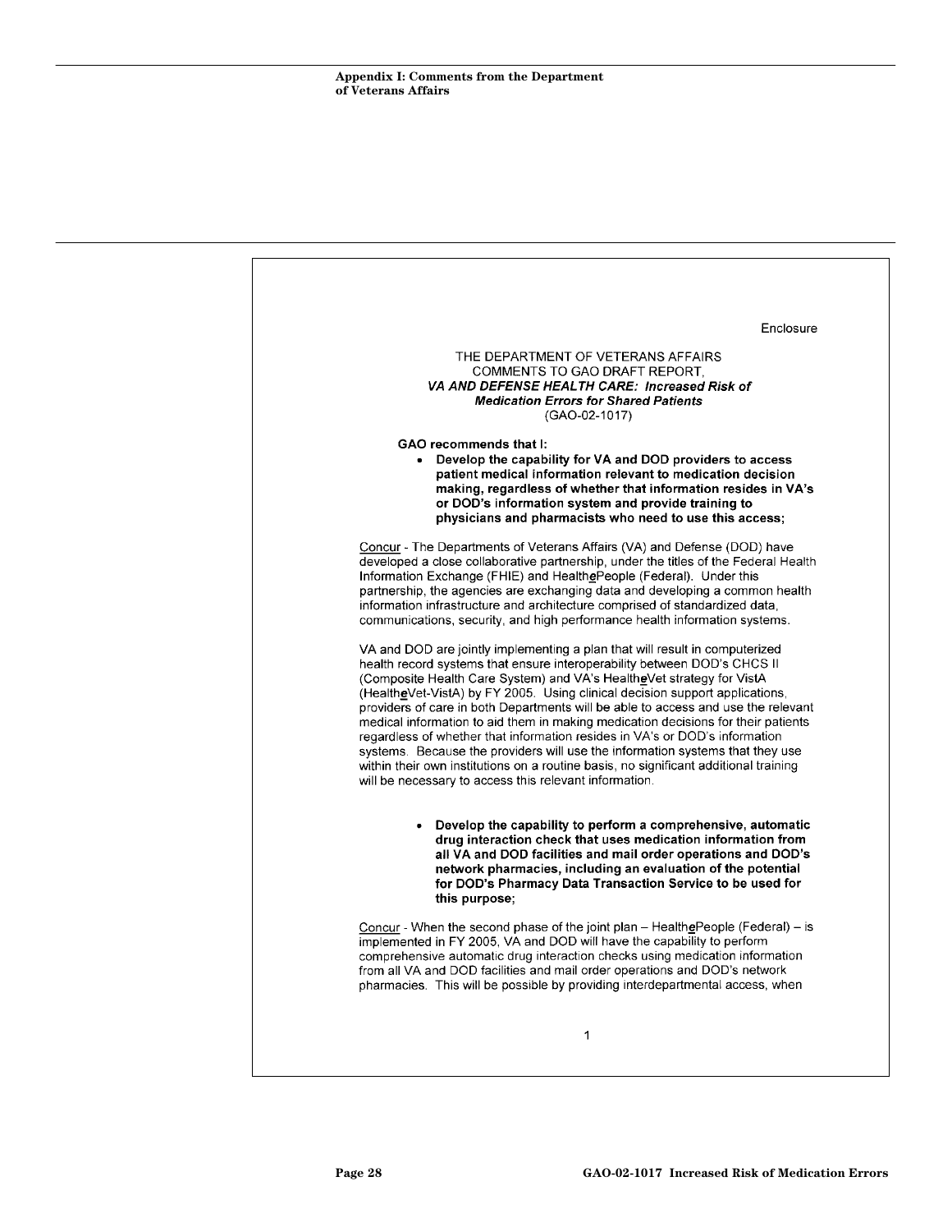## Appendix I: Comments from the Department of Veterans Affairs

Enclosure

THE DEPARTMENT OF VETERANS AFFAIRS
COMMENTS TO GAO DRAFT REPORT,
***VA AND DEFENSE HEALTH CARE: Increased Risk of Medication Errors for Shared Patients***
(GAO-02-1017)

**GAO recommends that I:**

- **Develop the capability for VA and DOD providers to access patient medical information relevant to medication decision making, regardless of whether that information resides in VA's or DOD's information system and provide training to physicians and pharmacists who need to use this access;**

Concur - The Departments of Veterans Affairs (VA) and Defense (DOD) have developed a close collaborative partnership, under the titles of the Federal Health Information Exchange (FHIE) and HealthePeople (Federal). Under this partnership, the agencies are exchanging data and developing a common health information infrastructure and architecture comprised of standardized data, communications, security, and high performance health information systems.

VA and DOD are jointly implementing a plan that will result in computerized health record systems that ensure interoperability between DOD's CHCS II (Composite Health Care System) and VA's HealtheVet strategy for VistA (HealtheVet-VistA) by FY 2005. Using clinical decision support applications, providers of care in both Departments will be able to access and use the relevant medical information to aid them in making medication decisions for their patients regardless of whether that information resides in VA's or DOD's information systems. Because the providers will use the information systems that they use within their own institutions on a routine basis, no significant additional training will be necessary to access this relevant information.

- **Develop the capability to perform a comprehensive, automatic drug interaction check that uses medication information from all VA and DOD facilities and mail order operations and DOD's network pharmacies, including an evaluation of the potential for DOD's Pharmacy Data Transaction Service to be used for this purpose;**

Concur - When the second phase of the joint plan – HealthePeople (Federal) – is implemented in FY 2005, VA and DOD will have the capability to perform comprehensive automatic drug interaction checks using medication information from all VA and DOD facilities and mail order operations and DOD's network pharmacies. This will be possible by providing interdepartmental access, when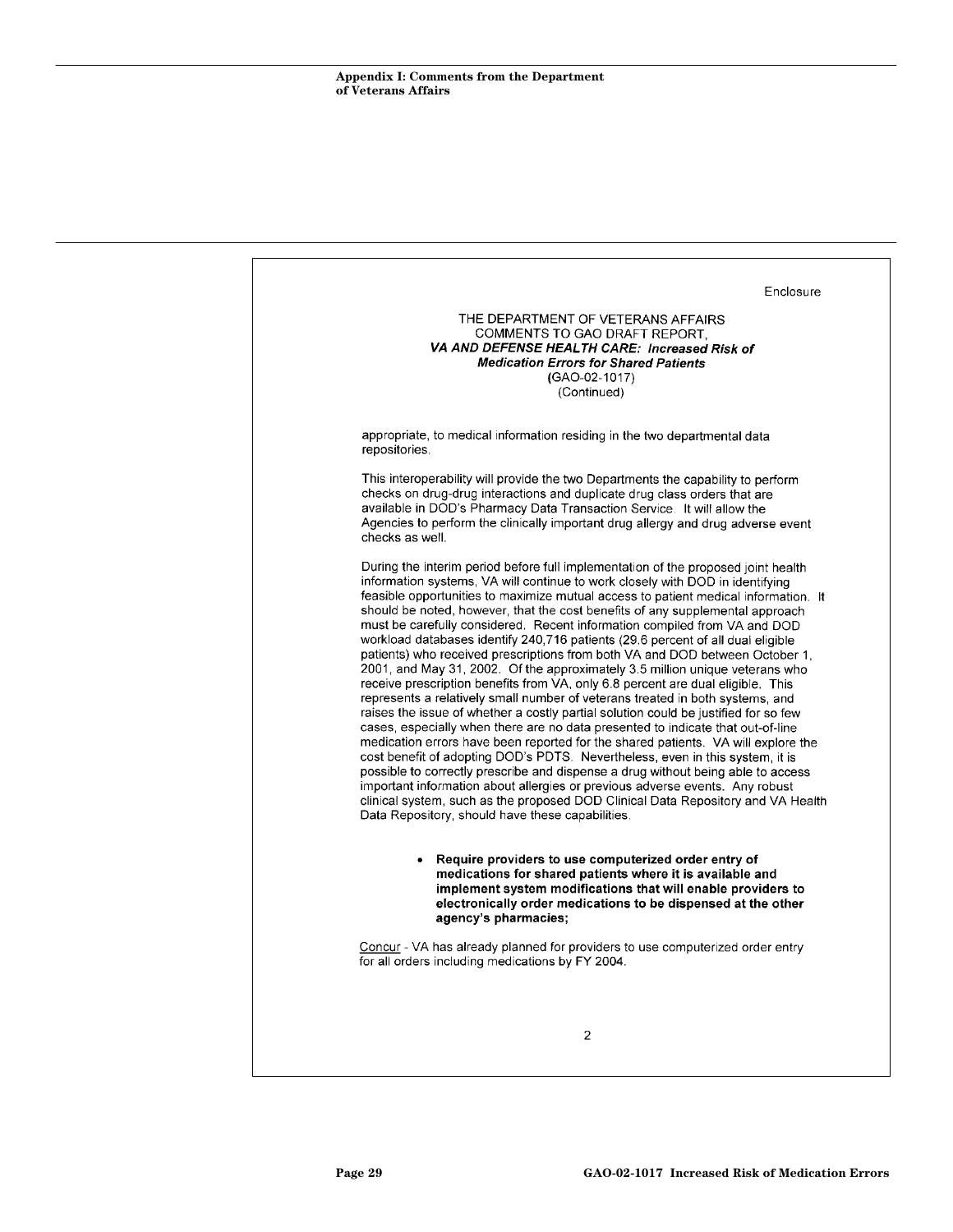Enclosure

THE DEPARTMENT OF VETERANS AFFAIRS
COMMENTS TO GAO DRAFT REPORT,
***VA AND DEFENSE HEALTH CARE: Increased Risk of Medication Errors for Shared Patients***
**(**GAO-02-1017)
(Continued)

appropriate, to medical information residing in the two departmental data repositories.

This interoperability will provide the two Departments the capability to perform checks on drug-drug interactions and duplicate drug class orders that are available in DOD's Pharmacy Data Transaction Service. It will allow the Agencies to perform the clinically important drug allergy and drug adverse event checks as well.

During the interim period before full implementation of the proposed joint health information systems, VA will continue to work closely with DOD in identifying feasible opportunities to maximize mutual access to patient medical information. It should be noted, however, that the cost benefits of any supplemental approach must be carefully considered. Recent information compiled from VA and DOD workload databases identify 240,716 patients (29.6 percent of all dual eligible patients) who received prescriptions from both VA and DOD between October 1, 2001, and May 31, 2002. Of the approximately 3.5 million unique veterans who receive prescription benefits from VA, only 6.8 percent are dual eligible. This represents a relatively small number of veterans treated in both systems, and raises the issue of whether a costly partial solution could be justified for so few cases, especially when there are no data presented to indicate that out-of-line medication errors have been reported for the shared patients. VA will explore the cost benefit of adopting DOD's PDTS. Nevertheless, even in this system, it is possible to correctly prescribe and dispense a drug without being able to access important information about allergies or previous adverse events. Any robust clinical system, such as the proposed DOD Clinical Data Repository and VA Health Data Repository, should have these capabilities.

- **Require providers to use computerized order entry of medications for shared patients where it is available and implement system modifications that will enable providers to electronically order medications to be dispensed at the other agency's pharmacies;**

Concur - VA has already planned for providers to use computerized order entry for all orders including medications by FY 2004.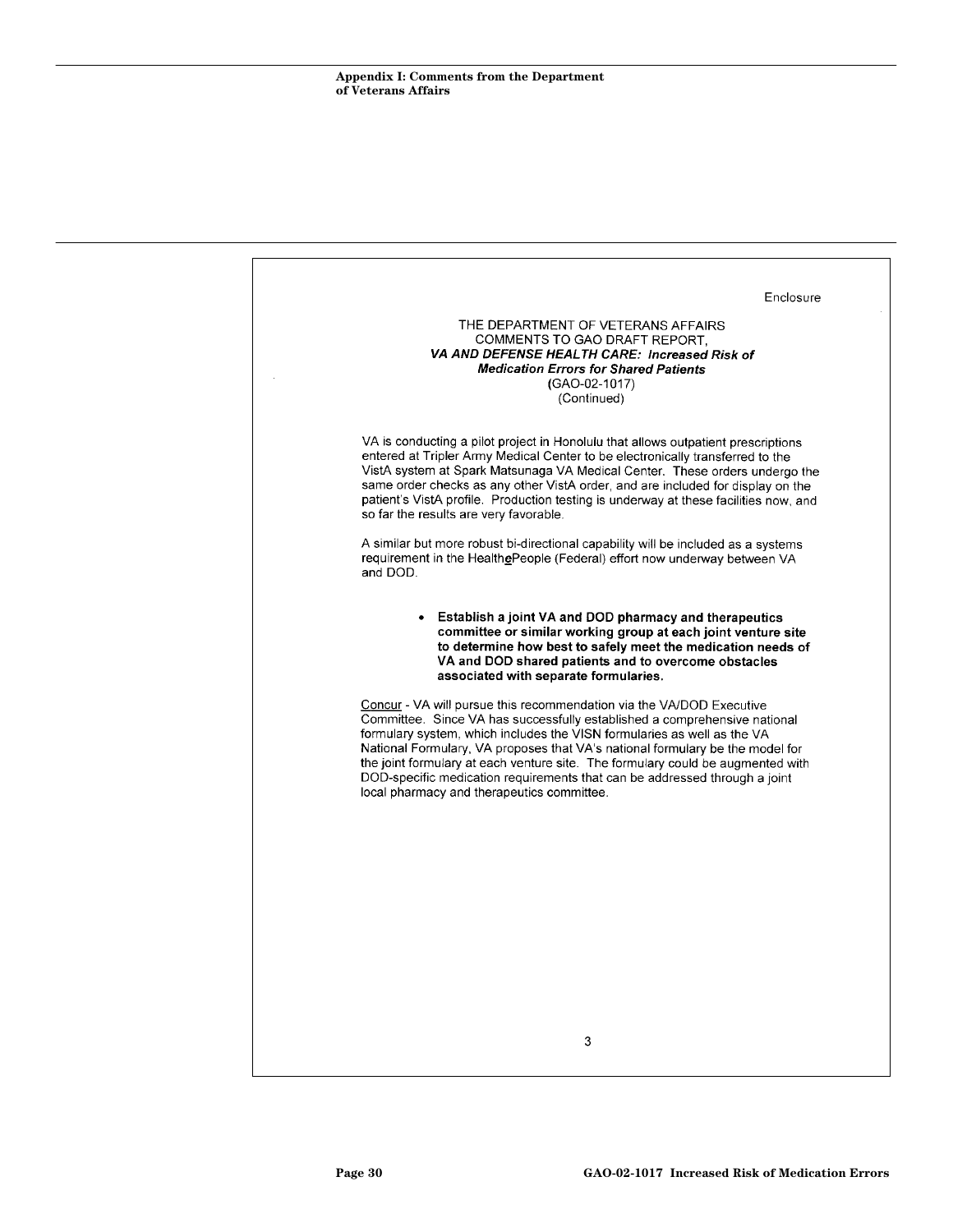Enclosure

THE DEPARTMENT OF VETERANS AFFAIRS
COMMENTS TO GAO DRAFT REPORT,
***VA AND DEFENSE HEALTH CARE: Increased Risk of Medication Errors for Shared Patients***
(GAO-02-1017)
(Continued)

VA is conducting a pilot project in Honolulu that allows outpatient prescriptions entered at Tripler Army Medical Center to be electronically transferred to the VistA system at Spark Matsunaga VA Medical Center. These orders undergo the same order checks as any other VistA order, and are included for display on the patient's VistA profile. Production testing is underway at these facilities now, and so far the results are very favorable.

A similar but more robust bi-directional capability will be included as a systems requirement in the Health*e*People (Federal) effort now underway between VA and DOD.

- **Establish a joint VA and DOD pharmacy and therapeutics committee or similar working group at each joint venture site to determine how best to safely meet the medication needs of VA and DOD shared patients and to overcome obstacles associated with separate formularies.**

Concur - VA will pursue this recommendation via the VA/DOD Executive Committee. Since VA has successfully established a comprehensive national formulary system, which includes the VISN formularies as well as the VA National Formulary, VA proposes that VA's national formulary be the model for the joint formulary at each venture site. The formulary could be augmented with DOD-specific medication requirements that can be addressed through a joint local pharmacy and therapeutics committee.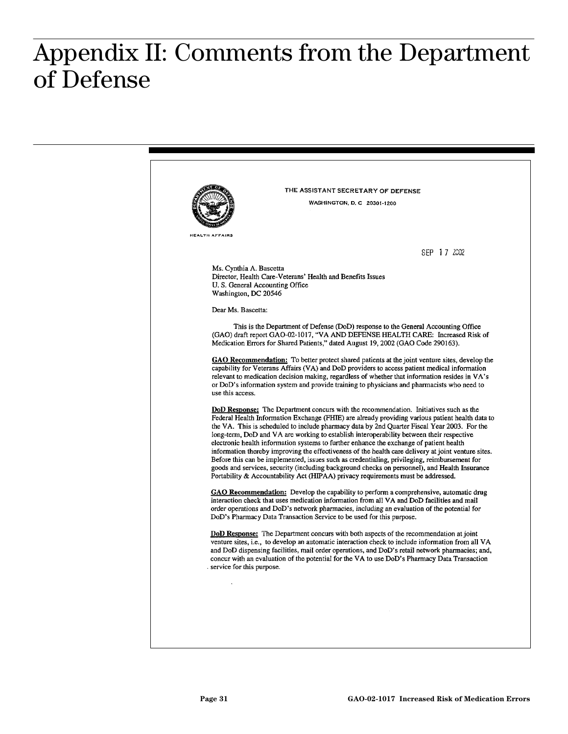# Appendix II: Comments from the Department of Defense

THE ASSISTANT SECRETARY OF DEFENSE

WASHINGTON, D. C 20301-1200

HEALTH AFFAIRS

SEP 17 2002

Ms. Cynthia A. Bascetta
Director, Health Care-Veterans' Health and Benefits Issues
U. S. General Accounting Office
Washington, DC 20546

Dear Ms. Bascetta:

This is the Department of Defense (DoD) response to the General Accounting Office (GAO) draft report GAO-02-1017, "VA AND DEFENSE HEALTH CARE: Increased Risk of Medication Errors for Shared Patients," dated August 19, 2002 (GAO Code 290163).

**GAO Recommendation:** To better protect shared patients at the joint venture sites, develop the capability for Veterans Affairs (VA) and DoD providers to access patient medical information relevant to medication decision making, regardless of whether that information resides in VA's or DoD's information system and provide training to physicians and pharmacists who need to use this access.

**DoD Response:** The Department concurs with the recommendation. Initiatives such as the Federal Health Information Exchange (FHIE) are already providing various patient health data to the VA. This is scheduled to include pharmacy data by 2nd Quarter Fiscal Year 2003. For the long-term, DoD and VA are working to establish interoperability between their respective electronic health information systems to further enhance the exchange of patient health information thereby improving the effectiveness of the health care delivery at joint venture sites. Before this can be implemented, issues such as credentialing, privileging, reimbursement for goods and services, security (including background checks on personnel), and Health Insurance Portability & Accountability Act (HIPAA) privacy requirements must be addressed.

**GAO Recommendation:** Develop the capability to perform a comprehensive, automatic drug interaction check that uses medication information from all VA and DoD facilities and mail order operations and DoD's network pharmacies, including an evaluation of the potential for DoD's Pharmacy Data Transaction Service to be used for this purpose.

**DoD Response:** The Department concurs with both aspects of the recommendation at joint venture sites, i.e., to develop an automatic interaction check to include information from all VA and DoD dispensing facilities, mail order operations, and DoD's retail network pharmacies; and, concur with an evaluation of the potential for the VA to use DoD's Pharmacy Data Transaction service for this purpose.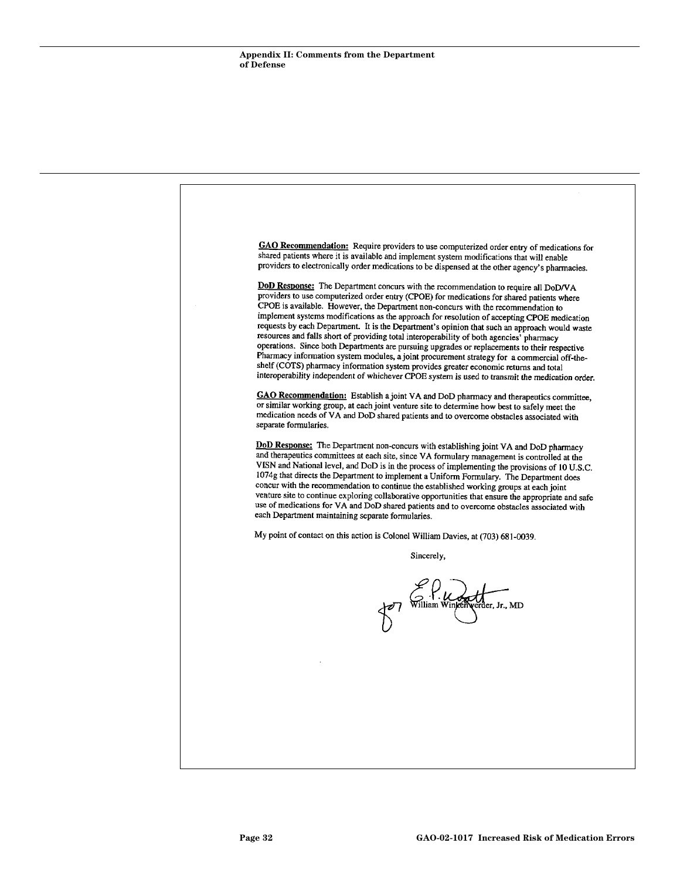**GAO Recommendation:** Require providers to use computerized order entry of medications for shared patients where it is available and implement system modifications that will enable providers to electronically order medications to be dispensed at the other agency's pharmacies.

**DoD Response:** The Department concurs with the recommendation to require all DoD/VA providers to use computerized order entry (CPOE) for medications for shared patients where CPOE is available. However, the Department non-concurs with the recommendation to implement systems modifications as the approach for resolution of accepting CPOE medication requests by each Department. It is the Department's opinion that such an approach would waste resources and falls short of providing total interoperability of both agencies' pharmacy operations. Since both Departments are pursuing upgrades or replacements to their respective Pharmacy information system modules, a joint procurement strategy for a commercial off-the-shelf (COTS) pharmacy information system provides greater economic returns and total interoperability independent of whichever CPOE system is used to transmit the medication order.

**GAO Recommendation:** Establish a joint VA and DoD pharmacy and therapeutics committee, or similar working group, at each joint venture site to determine how best to safely meet the medication needs of VA and DoD shared patients and to overcome obstacles associated with separate formularies.

**DoD Response:** The Department non-concurs with establishing joint VA and DoD pharmacy and therapeutics committees at each site, since VA formulary management is controlled at the VISN and National level, and DoD is in the process of implementing the provisions of 10 U.S.C. 1074g that directs the Department to implement a Uniform Formulary. The Department does concur with the recommendation to continue the established working groups at each joint venture site to continue exploring collaborative opportunities that ensure the appropriate and safe use of medications for VA and DoD shared patients and to overcome obstacles associated with each Department maintaining separate formularies.

My point of contact on this action is Colonel William Davies, at (703) 681-0039.

Sincerely,

William Winkenwerder, Jr., MD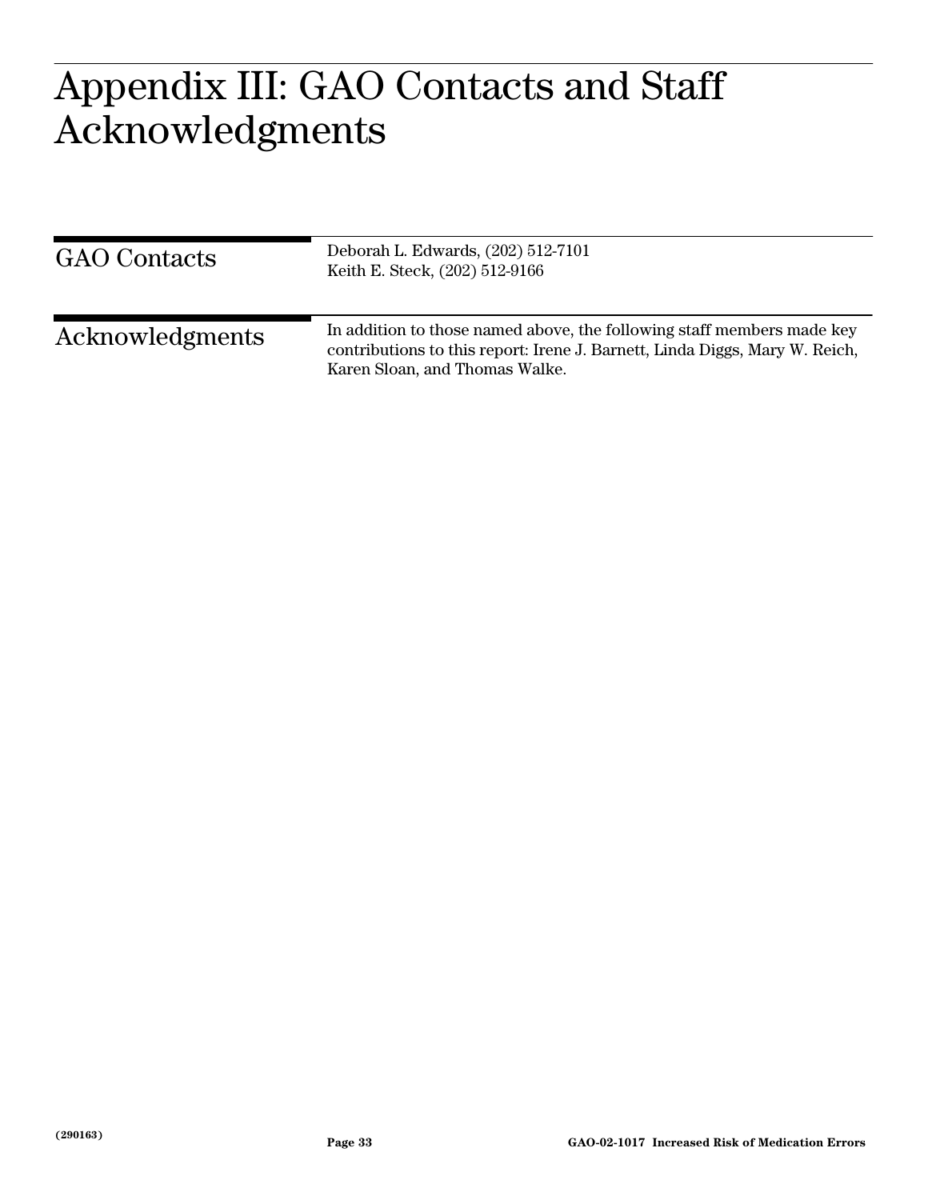# Appendix III: GAO Contacts and Staff Acknowledgments

## GAO Contacts

Deborah L. Edwards, (202) 512-7101
Keith E. Steck, (202) 512-9166

## Acknowledgments

In addition to those named above, the following staff members made key contributions to this report: Irene J. Barnett, Linda Diggs, Mary W. Reich, Karen Sloan, and Thomas Walke.

(290163)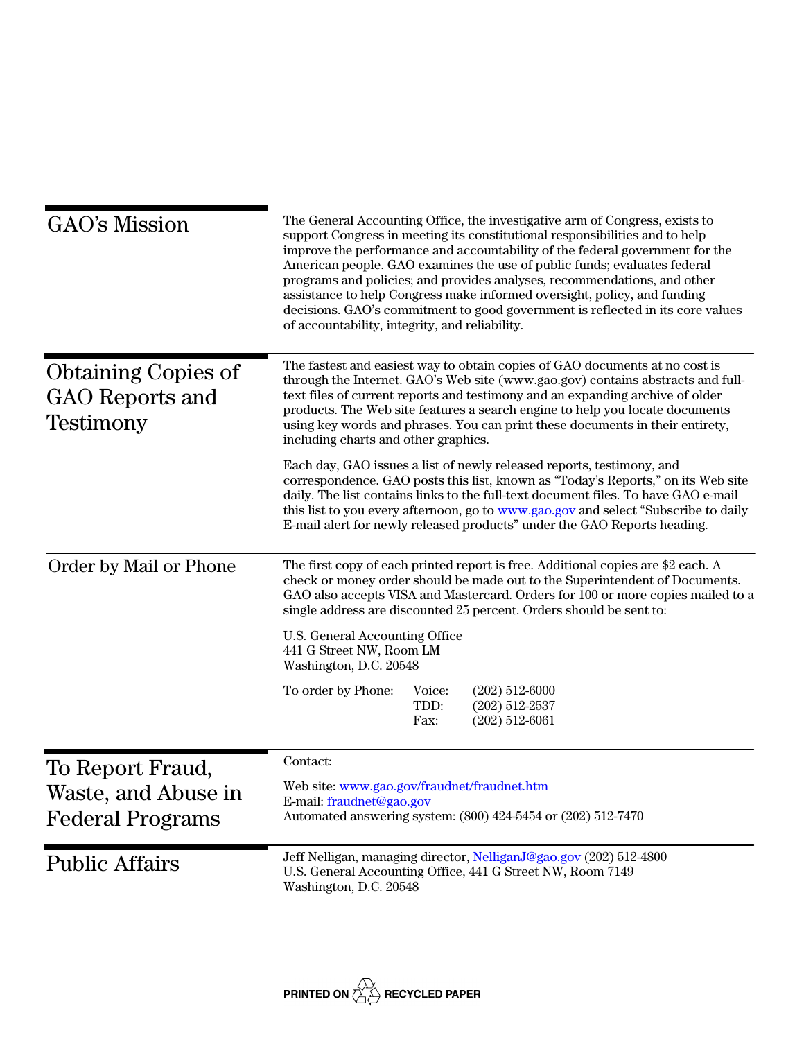## GAO's Mission

The General Accounting Office, the investigative arm of Congress, exists to support Congress in meeting its constitutional responsibilities and to help improve the performance and accountability of the federal government for the American people. GAO examines the use of public funds; evaluates federal programs and policies; and provides analyses, recommendations, and other assistance to help Congress make informed oversight, policy, and funding decisions. GAO's commitment to good government is reflected in its core values of accountability, integrity, and reliability.

## Obtaining Copies of GAO Reports and Testimony

The fastest and easiest way to obtain copies of GAO documents at no cost is through the Internet. GAO's Web site (www.gao.gov) contains abstracts and full-text files of current reports and testimony and an expanding archive of older products. The Web site features a search engine to help you locate documents using key words and phrases. You can print these documents in their entirety, including charts and other graphics.

Each day, GAO issues a list of newly released reports, testimony, and correspondence. GAO posts this list, known as "Today's Reports," on its Web site daily. The list contains links to the full-text document files. To have GAO e-mail this list to you every afternoon, go to www.gao.gov and select "Subscribe to daily E-mail alert for newly released products" under the GAO Reports heading.

### Order by Mail or Phone

The first copy of each printed report is free. Additional copies are $2 each. A check or money order should be made out to the Superintendent of Documents. GAO also accepts VISA and Mastercard. Orders for 100 or more copies mailed to a single address are discounted 25 percent. Orders should be sent to:

U.S. General Accounting Office
441 G Street NW, Room LM
Washington, D.C. 20548

To order by Phone:
Voice: (202) 512-6000
TDD: (202) 512-2537
Fax: (202) 512-6061

## To Report Fraud, Waste, and Abuse in Federal Programs

Contact:

Web site: www.gao.gov/fraudnet/fraudnet.htm
E-mail: fraudnet@gao.gov
Automated answering system: (800) 424-5454 or (202) 512-7470

## Public Affairs

Jeff Nelligan, managing director, NelliganJ@gao.gov (202) 512-4800
U.S. General Accounting Office, 441 G Street NW, Room 7149
Washington, D.C. 20548

PRINTED ON RECYCLED PAPER